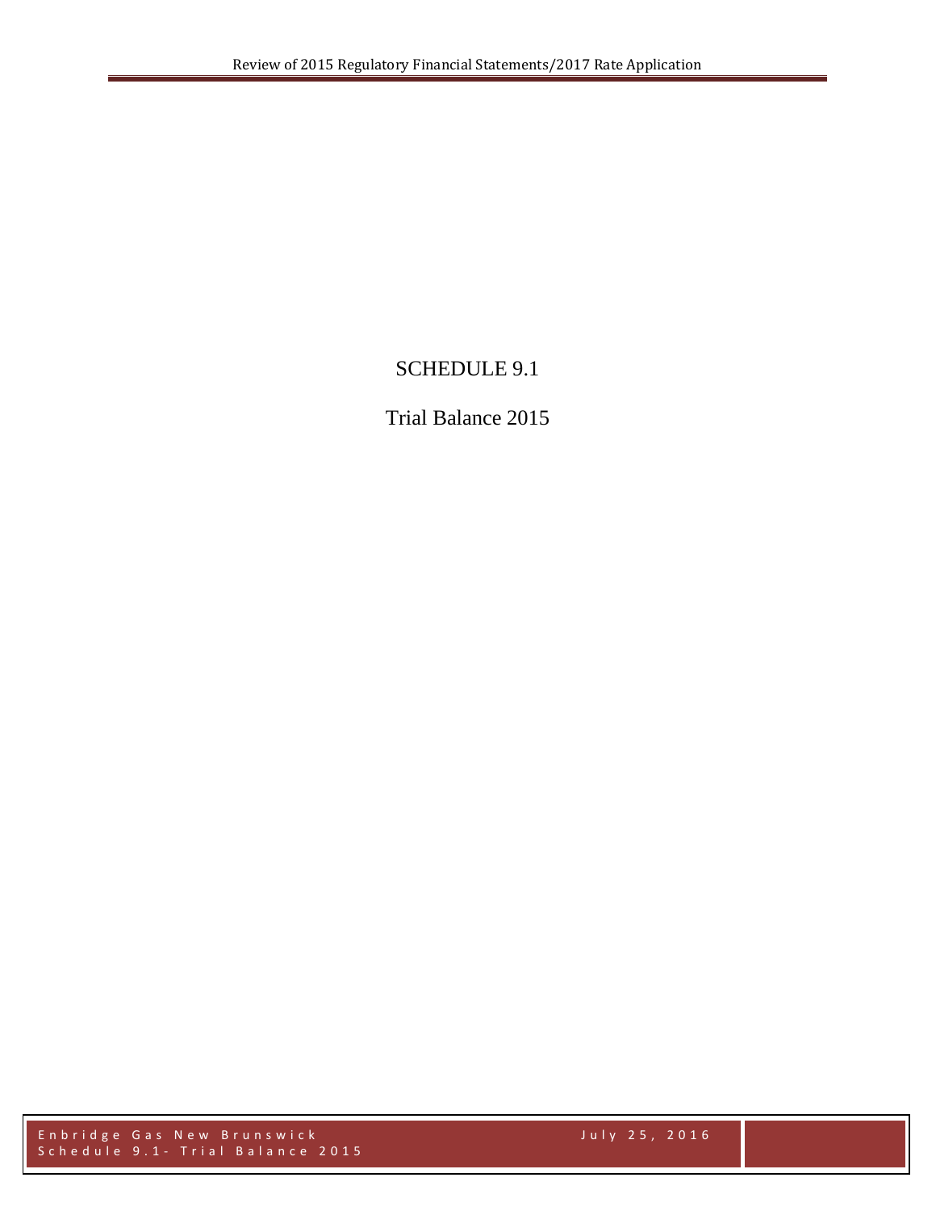# SCHEDULE 9.1

## Trial Balance 2015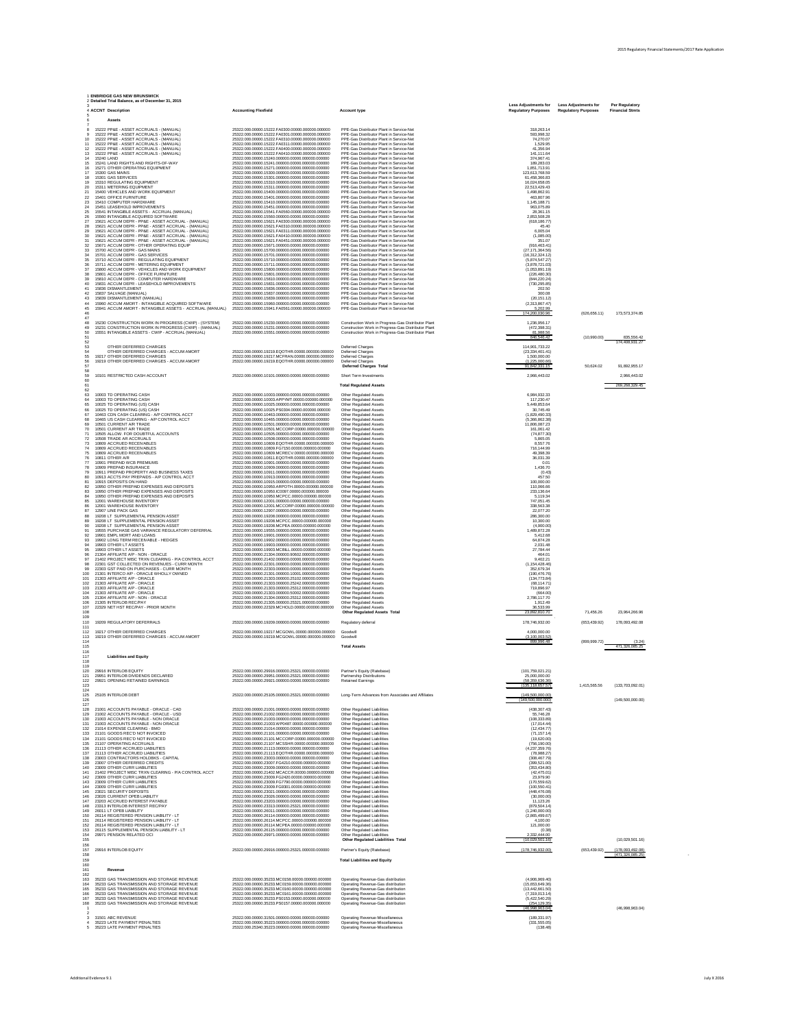ENBRIDGE GAS NEW BRUNSWICK

Detailed Trial Balance, as of December 31, 2015

| | ACCNT Description | Accounting Flexfield | Account type | Less Adjustments for Regulatory Purposes | Less Adjustments for Regulatory Purposes | Per Regulatory Financial Stmts |
|---|---|---|---|---|---|---|
| 6 | **Assets** | | | | | |
| 8 | 15222 PP&E - ASSET ACCRUALS - (MANUAL) | 25322.000.00000.15222.FA0300.000000.000000.000000 | PPE-Gas Distributor Plant in Service-Net | 318,263.14 | | |
| 9 | 15222 PP&E - ASSET ACCRUALS - (MANUAL) | 25322.000.00000.15222.FA0301.000000.000000.000000 | PPE-Gas Distributor Plant in Service-Net | 593,998.32 | | |
| 10 | 15222 PP&E - ASSET ACCRUALS - (MANUAL) | 25322.000.00000.15222.FA0310.000000.000000.000000 | PPE-Gas Distributor Plant in Service-Net | 74,270.07 | | |
| 11 | 15222 PP&E - ASSET ACCRUALS - (MANUAL) | 25322.000.00000.15222.FA0311.000000.000000.000000 | PPE-Gas Distributor Plant in Service-Net | 1,529.95 | | |
| 12 | 15222 PP&E - ASSET ACCRUALS - (MANUAL) | 25322.000.00000.15222.FA0400.000000.000000.000000 | PPE-Gas Distributor Plant in Service-Net | 41,356.94 | | |
| 13 | 15222 PP&E - ASSET ACCRUALS - (MANUAL) | 25322.000.00000.15222.FA0410.000000.000000.000000 | PPE-Gas Distributor Plant in Service-Net | 141,111.64 | | |
| 14 | 15240 LAND | 25322.000.00000.15240.000000.000000.000000.000000 | PPE-Gas Distributor Plant in Service-Net | 374,967.41 | | |
| 15 | 15241 LAND RIGHTS AND RIGHTS-OF-WAY | 25322.000.00000.15241.000000.000000.000000.000000 | PPE-Gas Distributor Plant in Service-Net | 189,263.03 | | |
| 16 | 15271 OTHER OPERATING EQUIPMENT | 25322.000.00000.15271.000000.000000.000000.000000 | PPE-Gas Distributor Plant in Service-Net | 1,851,713.91 | | |
| 17 | 15300 GAS MAINS | 25322.000.00000.15300.000000.000000.000000.000000 | PPE-Gas Distributor Plant in Service-Net | 123,613,768.59 | | |
| 18 | 15301 GAS SERVICES | 25322.000.00000.15301.000000.000000.000000.000000 | PPE-Gas Distributor Plant in Service-Net | 61,458,366.83 | | |
| 19 | 15310 REGULATING EQUIPMENT | 25322.000.00000.15310.000000.000000.000000.000000 | PPE-Gas Distributor Plant in Service-Net | 16,024,658.05 | | |
| 20 | 15311 METERING EQUIPMENT | 25322.000.00000.15311.000000.000000.000000.000000 | PPE-Gas Distributor Plant in Service-Net | 22,513,429.43 | | |
| 21 | 15400 VEHICLES AND WORK EQUIPMENT | 25322.000.00000.15400.000000.000000.000000.000000 | PPE-Gas Distributor Plant in Service-Net | 1,498,862.91 | | |
| 22 | 15401 OFFICE FURNITURE | 25322.000.00000.15401.000000.000000.000000.000000 | PPE-Gas Distributor Plant in Service-Net | 463,807.96 | | |
| 23 | 15410 COMPUTER HARDWARE | 25322.000.00000.15410.000000.000000.000000.000000 | PPE-Gas Distributor Plant in Service-Net | 1,145,188.71 | | |
| 24 | 15451 LEASEHOLD IMPROVEMENTS | 25322.000.00000.15451.000000.000000.000000.000000 | PPE-Gas Distributor Plant in Service-Net | 963,075.89 | | |
| 25 | 15541 INTANGIBLE ASSETS - ACCRUAL (MANUAL) | 25322.000.00000.15541.FA0560.000000.000000.000000 | PPE-Gas Distributor Plant in Service-Net | 28,361.15 | | |
| 26 | 15560 INTANGIBLE ACQUIRED SOFTWARE | 25322.000.00000.15560.000000.000000.000000.000000 | PPE-Gas Distributor Plant in Service-Net | 2,853,508.28 | | |
| 27 | 15621 ACCUM DEPR - PP&E - ASSET ACCRUAL - (MANUAL) | 25322.000.00000.15621.FA0300.000000.000000.000000 | PPE-Gas Distributor Plant in Service-Net | (618,186.77) | | |
| 28 | 15621 ACCUM DEPR - PP&E - ASSET ACCRUAL - (MANUAL) | 25322.000.00000.15621.FA0310.000000.000000.000000 | PPE-Gas Distributor Plant in Service-Net | 45.40 | | |
| 29 | 15621 ACCUM DEPR - PP&E - ASSET ACCRUAL - (MANUAL) | 25322.000.00000.15621.FA0311.000000.000000.000000 | PPE-Gas Distributor Plant in Service-Net | 6,005.04 | | |
| 30 | 15621 ACCUM DEPR - PP&E - ASSET ACCRUAL - (MANUAL) | 25322.000.00000.15621.FA0410.000000.000000.000000 | PPE-Gas Distributor Plant in Service-Net | (1,085.00) | | |
| 31 | 15621 ACCUM DEPR - PP&E - ASSET ACCRUAL - (MANUAL) | 25322.000.00000.15621.FA0451.000000.000000.000000 | PPE-Gas Distributor Plant in Service-Net | 351.07 | | |
| 32 | 15671 ACCUM DEPR - OTHER OPERATING EQUIP | 25322.000.00000.15671.000000.000000.000000.000000 | PPE-Gas Distributor Plant in Service-Net | (916,463.41) | | |
| 33 | 15700 ACCUM DEPR - GAS MAINS | 25322.000.00000.15700.000000.000000.000000.000000 | PPE-Gas Distributor Plant in Service-Net | (27,171,364.56) | | |
| 34 | 15701 ACCUM DEPR - GAS SERVICES | 25322.000.00000.15701.000000.000000.000000.000000 | PPE-Gas Distributor Plant in Service-Net | (16,312,324.12) | | |
| 35 | 15710 ACCUM DEPR - REGULATING EQUIPMENT | 25322.000.00000.15710.000000.000000.000000.000000 | PPE-Gas Distributor Plant in Service-Net | (5,874,547.27) | | |
| 36 | 15711 ACCUM DEPR - METERING EQUIPMENT | 25322.000.00000.15711.000000.000000.000000.000000 | PPE-Gas Distributor Plant in Service-Net | (3,878,721.03) | | |
| 37 | 15800 ACCUM DEPR - VEHICLES AND WORK EQUIPMENT | 25322.000.00000.15800.000000.000000.000000.000000 | PPE-Gas Distributor Plant in Service-Net | (1,053,891.19) | | |
| 38 | 15801 ACCUM DEPR - OFFICE FURNITURE | 25322.000.00000.15801.000000.000000.000000.000000 | PPE-Gas Distributor Plant in Service-Net | (226,480.30) | | |
| 39 | 15810 ACCUM DEPR - COMPUTER HARDWARE | 25322.000.00000.15810.000000.000000.000000.000000 | PPE-Gas Distributor Plant in Service-Net | (844,220.24) | | |
| 40 | 15831 ACCUM DEPR - LEASEHOLD IMPROVEMENTS | 25322.000.00000.15831.000000.000000.000000.000000 | PPE-Gas Distributor Plant in Service-Net | (730,295.85) | | |
| 41 | 15836 DISMANTLEMENT | 25322.000.00000.15836.000000.000000.000000.000000 | PPE-Gas Distributor Plant in Service-Net | 202.50 | | |
| 42 | 15837 SALVAGE (MANUAL) | 25322.000.00000.15837.000000.000000.000000.000000 | PPE-Gas Distributor Plant in Service-Net | 300.08 | | |
| 43 | 15839 DISMANTLEMENT (MANUAL) | 25322.000.00000.15839.000000.000000.000000.000000 | PPE-Gas Distributor Plant in Service-Net | (20,151.12) | | |
| 44 | 15960 ACCUM AMORT - INTANGIBLE ACQUIRED SOFTWARE | 25322.000.00000.15960.000000.000000.000000.000000 | PPE-Gas Distributor Plant in Service-Net | (2,313,867.47) | | |
| 45 | 15941 ACCUM AMORT - INTANGIBLE ASSETS - ACCRUAL (MANUAL) | 25322.000.00000.15941.FA0561.000000.000000.000000 | PPE-Gas Distributor Plant in Service-Net | 5,202.99 | | |
| 46 | | | | 174,200,030.96 | (626,656.11) | 173,573,374.85 |
| 48 | 15230 CONSTRUCTION WORK IN PROGRESS (CWIP) - (SYSTEM) | 25322.000.00000.15230.000000.000000.000000.000000 | Construction Work in Progress-Gas Distributor Plant | 1,236,956.17 | | |
| 49 | 15231 CONSTRUCTION WORK IN PROGRESS (CWIP) - (MANUAL) | 25322.000.00000.15231.000000.000000.000000.000000 | Construction Work in Progress-Gas Distributor Plant | (472,398.31) | | |
| 50 | 15551 INTANGIBLE ASSETS - CWIP - ACCRUAL (MANUAL) | 25322.000.00000.15551.000000.000000.000000.000000 | Construction Work in Progress-Gas Distributor Plant | 81,988.56 | | |
| 51 | | | | 846,546.42 | (10,990.00) | 835,556.42 |
| 52 | | | | | | 174,409,931.27 |
| 53 | OTHER DEFERRED CHARGES | | Deferred Charges | 114,901,733.22 | | |
| 54 | OTHER DEFERRED CHARGES - ACCUM AMORT | 25322.000.00000.19219.EQOTHR.00000.000000.000000 | Deferred Charges | (23,334,401.41) | | |
| 55 | 19217 OTHER DEFERRED CHARGES | 25322.000.00000.19217.MCFRAN.00000.000000.000000 | Deferred Charges | 1,500,000.00 | | |
| 56 | 19219 OTHER DEFERRED CHARGES - ACCUM AMORT | 25322.000.00000.19219.EQOTHR.00000.000000.000000 | Deferred Charges | (1,225,000.00) | | |
| 57 | | | **Deferred Charges Total** | 91,842,331.15 | 50,624.02 | 91,892,955.17 |
| 59 | 10101 RESTRICTED CASH ACCOUNT | 25322.000.00000.10101.000000.000000.000000.000000 | Short Term Investments | 2,966,443.02 | | 2,966,443.02 |
| 61 | | | **Total Regulated Assets** | | | 269,268,329.46 |
| 63 | 10003 TD OPERATING CASH | 25322.000.00000.10003.000000.000000.000000.000000 | Other Regulated Assets | 6,984,932.33 | | |
| 64 | 10003 TD OPERATING CASH | 25322.000.00000.10003.APPYMT.00000.000000.000000 | Other Regulated Assets | 117,230.47 | | |
| 65 | 10025 TD OPERATING (US) CASH | 25322.000.00000.10025.000000.000000.000000.000000 | Other Regulated Assets | 5,449,853.64 | | |
| 66 | 10025 TD OPERATING (US) CASH | 25322.000.00000.10025.PS0304.00000.000000.000000 | Other Regulated Assets | 30,745.49 | | |
| 67 | 10463 CDN CASH CLEARING - A/P CONTROL ACCT | 25322.000.00000.10463.000000.000000.000000.000000 | Other Regulated Assets | (1,829,490.33) | | |
| 68 | 10465 US CASH CLEARING - A/P CONTROL ACCT | 25322.000.00000.10465.000000.000000.000000.000000 | Other Regulated Assets | (5,399,862.38) | | |
| 69 | 10501 CURRENT A/R TRADE | 25322.000.00000.10501.000000.000000.000000.000000 | Other Regulated Assets | 11,806,087.23 | | |
| 70 | 10501 CURRENT A/R TRADE | 25322.000.00000.10501.MCCORP.00000.000000.000000 | Other Regulated Assets | 161,061.42 | | |
| 71 | 10505 ALLOW. FOR DOUBTFUL ACCOUNTS | 25322.000.00000.10505.000000.000000.000000.000000 | Other Regulated Assets | (74,877.30) | | |
| 72 | 10508 TRADE A/R ACCRUALS | 25322.000.00000.10508.000000.000000.000000.000000 | Other Regulated Assets | 5,865.05 | | |
| 73 | 10809 ACCRUED RECEIVABLES | 25322.000.00000.10809.EQOTHR.00000.000000.000000 | Other Regulated Assets | 8,557.76 | | |
| 74 | 10809 ACCRUED RECEIVABLES | 25322.000.00000.10809.FG7150.00000.000000.000000 | Other Regulated Assets | 716,144.99 | | |
| 75 | 10809 ACCRUED RECEIVABLES | 25322.000.00000.10809.MCRECV.00000.000000.000000 | Other Regulated Assets | 49,398.39 | | |
| 76 | 10811 OTHER A/R | 25322.000.00000.10811.EQOTHR.00000.000000.000000 | Other Regulated Assets | 36,031.39 | | |
| 77 | 10901 PREPAID WCB PREMIUMS | 25322.000.00000.10901.000000.000000.000000.000000 | Other Regulated Assets | 0.01 | | |
| 78 | 10909 PREPAID INSURANCE | 25322.000.00000.10909.000000.000000.000000.000000 | Other Regulated Assets | 1,436.70 | | |
| 79 | 10911 PREPAID PROPERTY AND BUSINESS TAXES | 25322.000.00000.10911.000000.000000.000000.000000 | Other Regulated Assets | (0.43) | | |
| 80 | 10913 ACCTS PAY PREPAIDS - A/P CONTROL ACCT | 25322.000.00000.10913.000000.000000.000000.000000 | Other Regulated Assets | 457.50 | | |
| 81 | 10915 DEPOSITS ON HAND | 25322.000.00000.10915.000000.000000.000000.000000 | Other Regulated Assets | 100,000.00 | | |
| 82 | 10950 OTHER PREPAID EXPENSES AND DEPOSITS | 25322.000.00000.10950.ARPOTH.00000.000000.000000 | Other Regulated Assets | 110,066.66 | | |
| 83 | 10950 OTHER PREPAID EXPENSES AND DEPOSITS | 25322.000.00000.10950.IC2097.00000.000000.000000 | Other Regulated Assets | 233,136.64 | | |
| 84 | 10950 OTHER PREPAID EXPENSES AND DEPOSITS | 25322.000.00000.10950.MCPCC.00000.000000.000000 | Other Regulated Assets | 5,119.34 | | |
| 85 | 12001 WAREHOUSE INVENTORY | 25322.000.00000.12001.000000.000000.000000.000000 | Other Regulated Assets | 747,051.45 | | |
| 86 | 12001 WAREHOUSE INVENTORY | 25322.000.00000.12001.MCCORP.00000.000000.000000 | Other Regulated Assets | 338,563.38 | | |
| 87 | 12007 LINE PACK GAS | 25322.000.00000.12007.000000.000000.000000.000000 | Other Regulated Assets | 22,077.20 | | |
| 88 | 19208 LT SUPPLEMENTAL PENSION ASSET | 25322.000.00000.19208.000000.000000.000000.000000 | Other Regulated Assets | 286,300.00 | | |
| 89 | 19208 LT SUPPLEMENTAL PENSION ASSET | 25322.000.00000.19208.MCPCC.00000.000000.000000 | Other Regulated Assets | 10,300.00 | | |
| 90 | 19208 LT SUPPLEMENTAL PENSION ASSET | 25322.000.00000.19208.MCPEA.00000.000000.000000 | Other Regulated Assets | (4,900.00) | | |
| 91 | 19555 PURCHASE GAS VARIANCE REGULATORY DEFERRAL | 25322.000.00000.19555.000000.000000.000000.000000 | Other Regulated Assets | 1,489,872.28 | | |
| 92 | 19901 EMPL MORT AND LOANS | 25322.000.00000.19901.000000.000000.000000.000000 | Other Regulated Assets | 5,412.68 | | |
| 93 | 19902 LONG TERM RECEIVABLE - HEDGES | 25322.000.00000.19902.000000.000000.000000.000000 | Other Regulated Assets | 64,874.28 | | |
| 94 | 19903 OTHER LT ASSETS | 25322.000.00000.19903.000000.000000.000000.000000 | Other Regulated Assets | 2,031.48 | | |
| 95 | 19903 OTHER LT ASSETS | 25322.000.00000.19903.MCBILL.00000.000000.000000 | Other Regulated Assets | 27,784.44 | | |
| 96 | 21304 AFFILIATE A/P - NON - ORACLE | 25322.000.00000.21304.000000.90602.000000.000000 | Other Regulated Assets | 464.01 | | |
| 97 | 21402 PROJECT MISC TRXN CLEARING - P/A CONTROL ACCT | 25322.000.00000.21402.000000.000000.000000.000000 | Other Regulated Assets | 9,402.21 | | |
| 98 | 22301 GST COLLECTED ON REVENUES - CURR MONTH | 25322.000.00000.22301.000000.000000.000000.000000 | Other Regulated Assets | (1,154,428.46) | | |
| 99 | 22303 GST PAID ON PURCHASES - CURR MONTH | 25322.000.00000.22303.000000.000000.000000.000000 | Other Regulated Assets | 352,679.34 | | |
| 100 | 21301 INTERCO A/P - ORACLE WHOLLY OWNED | 25322.000.00000.21301.000000.10001.000000.000000 | Other Regulated Assets | (190,476.76) | | |
| 101 | 21303 AFFILIATE A/P - ORACLE | 25322.000.00000.21303.000000.25102.000000.000000 | Other Regulated Assets | (134,773.84) | | |
| 102 | 21303 AFFILIATE A/P - ORACLE | 25322.000.00000.21303.000000.25242.000000.000000 | Other Regulated Assets | (88,114.71) | | |
| 103 | 21303 AFFILIATE A/P - ORACLE | 25322.000.00000.21303.000000.25312.000000.000000 | Other Regulated Assets | 719,896.97 | | |
| 104 | 21303 AFFILIATE A/P - ORACLE | 25322.000.00000.21303.000000.50002.000000.000000 | Other Regulated Assets | (664.00) | | |
| 105 | 21304 AFFILIATE A/P - NON - ORACLE | 25322.000.00000.21304.000000.25312.000000.000000 | Other Regulated Assets | 2,786,117.70 | | |
| 106 | 21305 INTERLOB REC/PAY | 25322.000.00000.21305.000000.25321.000000.000000 | Other Regulated Assets | 1,912.49 | | |
| 107 | 22329 NET HST REC/PAY - PRIOR MONTH | 25322.000.00000.22329.MCHOLD.00000.000000.000000 | Other Regulated Assets | 36,533.99 | | |
| 108 | | | **Other Regulated Assets Total** | 23,892,810.70 | 71,456.26 | 23,964,266.96 |
| 110 | 19209 REGULATORY DEFERRALS | 25322.000.00000.19209.000000.000000.000000.000000 | Regulatory deferral | 178,746,932.00 | (653,439.92) | 178,093,492.08 |
| 112 | 19217 OTHER DEFERRED CHARGES | 25322.000.00000.19217.MCGOWL.00000.000000.000000 | Goodwill | 4,000,000.00 | | |
| 113 | 19219 OTHER DEFERRED CHARGES - ACCUM AMORT | 25322.000.00000.19219.MCGOWL.00000.000000.000000 | Goodwill | (3,100,003.52) | | |
| 114 | | | | 899,996.48 | (899,999.72) | (3.24) |
| 115 | | | **Total Assets** | | | 471,326,085.25 |
| 117 | **Liabilities and Equity** | | | | | |
| 120 | 29916 INTERLOB EQUITY | 25322.000.00000.29916.000000.25321.000000.000000 | Partner's Equity (Ratebase) | (101,759,021.21) | | |
| 121 | 29951 INTERLOB DIVIDENDS DECLARED | 25322.000.00000.29951.000000.25321.000000.000000 | Partnership Distributions | 25,000,000.00 | | |
| 122 | 29921 OPENING RETAINED EARNINGS | 25322.000.00000.29921.000000.000000.000000.000000 | Retained Earnings | (58,359,636.36) | | |
| 123 | | | | (135,118,657.57) | 1,415,565.56 | (133,703,092.01) |
| 125 | 25105 INTERLOB DEBT | 25322.000.00000.25105.000000.25321.000000.000000 | Long-Term Advances from Associates and Affiliates | (149,500,000.00) | | |
| 126 | | | | (149,500,000.00) | | (149,500,000.00) |
| 128 | 21001 ACCOUNTS PAYABLE - ORACLE - CAD | 25322.000.00000.21001.000000.000000.000000.000000 | Other Regulated Liabilities | (438,307.43) | | |
| 129 | 21002 ACCOUNTS PAYABLE - ORACLE - USD | 25322.000.00000.21002.000000.000000.000000.000000 | Other Regulated Liabilities | 55,746.28 | | |
| 130 | 21003 ACCOUNTS PAYABLE - NON ORACLE | 25322.000.00000.21003.000000.000000.000000.000000 | Other Regulated Liabilities | (108,333.89) | | |
| 131 | 21003 ACCOUNTS PAYABLE - NON ORACLE | 25322.000.00000.21003.WP0487.00000.000000.000000 | Other Regulated Liabilities | (17,014.44) | | |
| 132 | 21014 EXPENSE CLEARING - BMO | 25322.000.00000.21014.000000.000000.000000.000000 | Other Regulated Liabilities | (12,434.77) | | |
| 133 | 21101 GOODS REC'D NOT INVOICED | 25322.000.00000.21101.000000.000000.000000.000000 | Other Regulated Liabilities | (71,157.14) | | |
| 134 | 21101 GOODS REC'D NOT INVOICED | 25322.000.00000.21101.MCCORP.00000.000000.000000 | Other Regulated Liabilities | (19,620.00) | | |
| 135 | 21107 OPERATING ACCRUALS | 25322.000.00000.21107.MCSSHR.00000.000000.000000 | Other Regulated Liabilities | (756,190.00) | | |
| 136 | 21113 OTHER ACCRUED LIABILITIES | 25322.000.00000.21113.000000.000000.000000.000000 | Other Regulated Liabilities | (4,237,359.76) | | |
| 137 | 21113 OTHER ACCRUED LIABILITIES | 25322.000.00000.21113.EQOTHR.00000.000000.000000 | Other Regulated Liabilities | (78,988.27) | | |
| 138 | 23003 CONTRACTORS HOLDBKS - CAPITAL | 25322.000.00000.23003.000000.000000.000000.000000 | Other Regulated Liabilities | (308,467.79) | | |
| 139 | 23007 OTHER DEFERRED CREDITS | 25322.000.00000.23007.FG4210.00000.000000.000000 | Other Regulated Liabilities | (399,521.00) | | |
| 140 | 23009 OTHER CURR LIABILITIES | 25322.000.00000.23009.000000.000000.000000.000000 | Other Regulated Liabilities | (353,434.80) | | |
| 141 | 21402 PROJECT MISC TRXN CLEARING - P/A CONTROL ACCT | 25322.000.00000.21402.MCACCR.00000.000000.000000 | Other Regulated Liabilities | (42,475.01) | | |
| 142 | 23009 OTHER CURR LIABILITIES | 25322.000.00000.23009.FG2420.00000.000000.000000 | Other Regulated Liabilities | 23,979.90 | | |
| 143 | 23009 OTHER CURR LIABILITIES | 25322.000.00000.23009.FG7790.00000.000000.000000 | Other Regulated Liabilities | (170,559.62) | | |
| 144 | 23009 OTHER CURR LIABILITIES | 25322.000.00000.23009.FG9301.00000.000000.000000 | Other Regulated Liabilities | (100,550.41) | | |
| 145 | 23021 SECURITY DEPOSITS | 25322.000.00000.23021.000000.000000.000000.000000 | Other Regulated Liabilities | (448,476.08) | | |
| 146 | 23026 CURRENT OPEB LIABILITY | 25322.000.00000.23026.000000.000000.000000.000000 | Other Regulated Liabilities | (30,000.00) | | |
| 147 | 23203 ACCRUED INTEREST PAYABLE | 25322.000.00000.23203.000000.000000.000000.000000 | Other Regulated Liabilities | 11,123.26 | | |
| 148 | 23313 INTERLOB INTEREST REC/PAY | 25322.000.00000.23313.000000.25321.000000.000000 | Other Regulated Liabilities | (879,504.14) | | |
| 149 | 26011 LT OPEB LIABILITY | 25322.000.00000.26011.000000.000000.000000.000000 | Other Regulated Liabilities | (1,240,000.00) | | |
| 150 | 26114 REGISTERED PENSION LIABILITY - LT | 25322.000.00000.26114.000000.000000.000000.000000 | Other Regulated Liabilities | (2,895,499.67) | | |
| 151 | 26114 REGISTERED PENSION LIABILITY - LT | 25322.000.00000.26114.MCPCC.00000.000000.000000 | Other Regulated Liabilities | 4,100.00 | | |
| 152 | 26114 REGISTERED PENSION LIABILITY - LT | 25322.000.00000.26114.MCPEA.00000.000000.000000 | Other Regulated Liabilities | 121,000.00 | | |
| 153 | 26115 SUPPLEMENTAL PENSION LIABILITY - LT | 25322.000.00000.26115.000000.000000.000000.000000 | Other Regulated Liabilities | (0.38) | | |
| 154 | 29971 PENSION RELATED OCI | 25322.000.00000.29971.000000.000000.000000.000000 | Other Regulated Liabilities | 2,332,444.00 | | |
| 155 | | | **Other Regulated Liabilities Total** | (10,029,501.16) | | (10,029,501.16) |
| 157 | 29916 INTERLOB EQUITY | 25322.000.00000.29916.000000.25321.000000.000000 | Partner's Equity (Ratebase) | (178,746,932.00) | (653,439.92) | (178,093,492.08) |
| 158 | | | | | | (471,326,085.25) |
| 159 | | | **Total Liabilities and Equity** | | | |
| 161 | **Revenue** | | | | | |
| 163 | 35233 GAS TRANSMISSION AND STORAGE REVENUE | 25322.000.00000.35233.MC0158.00000.000000.000000 | Operating Revenue-Gas distribution | (4,906,969.40) | | |
| 164 | 35233 GAS TRANSMISSION AND STORAGE REVENUE | 25322.000.00000.35233.MC0159.00000.000000.000000 | Operating Revenue-Gas distribution | (15,653,649.36) | | |
| 165 | 35233 GAS TRANSMISSION AND STORAGE REVENUE | 25322.000.00000.35233.MC0160.00000.000000.000000 | Operating Revenue-Gas distribution | (13,442,661.50) | | |
| 166 | 35233 GAS TRANSMISSION AND STORAGE REVENUE | 25322.000.00000.35233.MC0161.00000.000000.000000 | Operating Revenue-Gas distribution | (7,319,013.14) | | |
| 167 | 35233 GAS TRANSMISSION AND STORAGE REVENUE | 25322.000.00000.35233.PS0153.00000.000000.000000 | Operating Revenue-Gas distribution | (5,422,540.29) | | |
| 168 | 35233 GAS TRANSMISSION AND STORAGE REVENUE | 25322.000.00000.35233.PS0157.00000.000000.000000 | Operating Revenue-Gas distribution | (254,129.35) | | |
| 1 | | | | (46,998,963.04) | | (46,998,963.04) |
| 3 | 31501 ABC REVENUE | 25322.000.00000.31501.000000.000000.000000.000000 | Operating Revenue-Miscellaneous | (189,331.97) | | |
| 4 | 35223 LATE PAYMENT PENALTIES | 25322.000.00000.35223.000000.000000.000000.000000 | Operating Revenue-Miscellaneous | (331,555.05) | | |
| 5 | 35223 LATE PAYMENT PENALTIES | 25322.000.25340.35223.000000.000000.000000.000000 | Operating Revenue-Miscellaneous | (138.48) | | |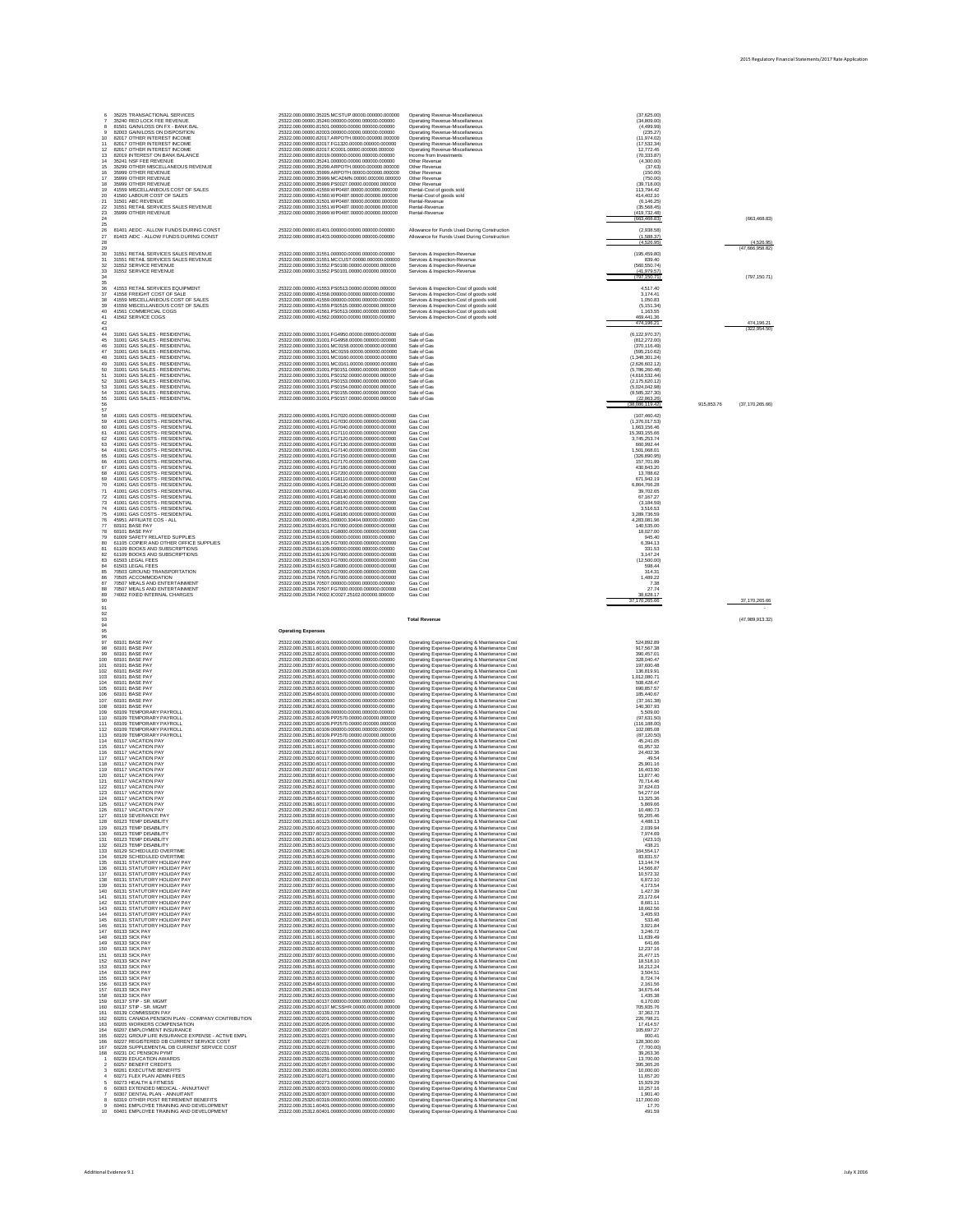| # | Description | Account | Category | Amount | | | |
|---|---|---|---|---|---|---|---|
| 6 | 35225 TRANSACTIONAL SERVICES | 25322.000.00000.35225.MCSTUP.000000.000000.000000 | Operating Revenue-Miscellaneous | (37,625.00) | | | |
| 7 | 35240 RED LOCK FEE REVENUE | 25322.000.00000.35240.000000.000000.000000.000000 | Operating Revenue-Miscellaneous | (34,809.00) | | | |
| 8 | 81501 GAIN/LOSS ON FX - BANK BAL | 25322.000.00000.81501.000000.000000.000000.000000 | Operating Revenue-Miscellaneous | (4,499.99) | | | |
| 9 | 82003 GAIN/LOSS ON DISPOSITION | 25322.000.00000.82003.000000.000000.000000.000000 | Operating Revenue-Miscellaneous | (235.27) | | | |
| 10 | 82017 OTHER INTEREST INCOME | 25322.000.00000.82017.ARPOTH.000000.000000.000000 | Operating Revenue-Miscellaneous | (11,974.02) | | | |
| 11 | 82017 OTHER INTEREST INCOME | 25322.000.00000.82017.FG1320.000000.000000.000000 | Operating Revenue-Miscellaneous | (17,532.34) | | | |
| 12 | 82017 OTHER INTEREST INCOME | 25322.000.00000.82017.IC0001.000000.000000.000000 | Operating Revenue-Miscellaneous | 12,772.45 | | | |
| 13 | 82019 INTEREST ON BANK BALANCE | 25322.000.00000.82019.000000.000000.000000.000000 | Income from Investments | (70,333.87) | | | |
| 14 | 35241 NSF FEE REVENUE | 25322.000.00000.35241.000000.000000.000000.000000 | Other Revenue | (4,300.00) | | | |
| 15 | 35299 OTHER MISCELLANEOUS REVENUE | 25322.000.00000.35299.ARPOTH.000000.000000.000000 | Other Revenue | (37.63) | | | |
| 16 | 35999 OTHER REVENUE | 25322.000.00000.35999.ARPOTH.000000.000000.000000 | Other Revenue | (150.00) | | | |
| 17 | 35999 OTHER REVENUE | 25322.000.00000.35999.MCADMN.000000.000000.000000 | Other Revenue | (750.00) | | | |
| 18 | 35999 OTHER REVENUE | 25322.000.00000.35999.PS0027.000000.000000.000000 | Other Revenue | (39,718.00) | | | |
| 19 | 41559 MISCELLANEOUS COST OF SALES | 25322.000.00000.41559.WP0487.000000.000000.000000 | Rental-Cost of goods sold | 113,794.42 | | | |
| 20 | 41560 LABOUR COST OF SALES | 25322.000.00000.41560.WP0487.000000.000000.000000 | Rental-Cost of goods sold | 414,402.10 | | | |
| 21 | 31501 ABC REVENUE | 25322.000.00000.31501.WP0487.000000.000000.000000 | Rental-Revenue | (6,146.25) | | | |
| 22 | 31551 RETAIL SERVICES SALES REVENUE | 25322.000.00000.31551.WP0487.000000.000000.000000 | Rental-Revenue | (35,568.45) | | | |
| 23 | 35999 OTHER REVENUE | 25322.000.00000.35999.WP0487.000000.000000.000000 | Rental-Revenue | (419,732.48) | | | |
| 24 | | | | (663,468.83) | | | (663,468.83) |
| 25 | | | | | | | |
| 26 | 81401 AEDC - ALLOW FUNDS DURING CONST | 25322.000.00000.81401.000000.000000.000000.000000 | Allowance for Funds Used During Construction | (2,938.58) | | | |
| 27 | 81403 AIDC - ALLOW FUNDS DURING CONST | 25322.000.00000.81403.000000.000000.000000.000000 | Allowance for Funds Used During Construction | (1,588.37) | | | |
| 28 | | | | (4,526.95) | | | (4,526.95) |
| 29 | | | | | | | (47,666,958.82) |
| 30 | 31551 RETAIL SERVICES SALES REVENUE | 25322.000.00000.31551.000000.000000.000000.000000 | Services & Inspection-Revenue | (195,459.80) | | | |
| 31 | 31551 RETAIL SERVICES SALES REVENUE | 25322.000.00000.31551.MCCUST.000000.000000.000000 | Services & Inspection-Revenue | 839.40 | | | |
| 32 | 31552 SERVICE REVENUE | 25322.000.00000.31552.PS0100.000000.000000.000000 | Services & Inspection-Revenue | (560,550.74) | | | |
| 33 | 31552 SERVICE REVENUE | 25322.000.00000.31552.PS0101.000000.000000.000000 | Services & Inspection-Revenue | (41,979.57) | | | |
| 34 | | | | (797,150.71) | | | (797,150.71) |
| 35 | | | | | | | |
| 36 | 41553 RETAIL SERVICES EQUIPMENT | 25322.000.00000.41553.PS0513.000000.000000.000000 | Services & Inspection-Cost of goods sold | 4,517.40 | | | |
| 37 | 41558 FREIGHT COST OF SALE | 25322.000.00000.41558.000000.000000.000000.000000 | Services & Inspection-Cost of goods sold | 3,174.41 | | | |
| 38 | 41559 MISCELLANEOUS COST OF SALES | 25322.000.00000.41559.000000.000000.000000.000000 | Services & Inspection-Cost of goods sold | 1,050.83 | | | |
| 39 | 41559 MISCELLANEOUS COST OF SALES | 25322.000.00000.41559.PS0515.000000.000000.000000 | Services & Inspection-Cost of goods sold | (5,151.34) | | | |
| 40 | 41561 COMMERCIAL COGS | 25322.000.00000.41561.PS0513.000000.000000.000000 | Services & Inspection-Cost of goods sold | 1,163.55 | | | |
| 41 | 41562 SERVICE COGS | 25322.000.00000.41562.000000.000000.000000.000000 | Services & Inspection-Cost of goods sold | 469,441.36 | | | |
| 42 | | | | 474,196.21 | | | 474,196.21 |
| 43 | | | | | | | (322,954.50) |
| 44 | 31001 GAS SALES - RESIDENTIAL | 25322.000.00000.31001.FG4950.000000.000000.000000 | Sale of Gas | (8,122,970.37) | | | |
| 45 | 31001 GAS SALES - RESIDENTIAL | 25322.000.00000.31001.FG4958.000000.000000.000000 | Sale of Gas | (812,272.00) | | | |
| 46 | 31001 GAS SALES - RESIDENTIAL | 25322.000.00000.31001.MC0158.000000.000000.000000 | Sale of Gas | (370,116.49) | | | |
| 47 | 31001 GAS SALES - RESIDENTIAL | 25322.000.00000.31001.MC0159.000000.000000.000000 | Sale of Gas | (595,210.62) | | | |
| 48 | 31001 GAS SALES - RESIDENTIAL | 25322.000.00000.31001.MC0160.000000.000000.000000 | Sale of Gas | (1,348,301.24) | | | |
| 49 | 31001 GAS SALES - RESIDENTIAL | 25322.000.00000.31001.MC0161.000000.000000.000000 | Sale of Gas | (2,626,602.12) | | | |
| 50 | 31001 GAS SALES - RESIDENTIAL | 25322.000.00000.31001.PS0151.000000.000000.000000 | Sale of Gas | (5,786,260.48) | | | |
| 51 | 31001 GAS SALES - RESIDENTIAL | 25322.000.00000.31001.PS0152.000000.000000.000000 | Sale of Gas | (4,616,532.44) | | | |
| 52 | 31001 GAS SALES - RESIDENTIAL | 25322.000.00000.31001.PS0153.000000.000000.000000 | Sale of Gas | (2,175,620.12) | | | |
| 53 | 31001 GAS SALES - RESIDENTIAL | 25322.000.00000.31001.PS0154.000000.000000.000000 | Sale of Gas | (5,024,042.98) | | | |
| 54 | 31001 GAS SALES - RESIDENTIAL | 25322.000.00000.31001.PS0155.000000.000000.000000 | Sale of Gas | (8,585,327.30) | | | |
| 55 | 31001 GAS SALES - RESIDENTIAL | 25322.000.00000.31001.PS0157.000000.000000.000000 | Sale of Gas | (22,863.26) | | | |
| 56 | | | | (38,086,119.42) | 915,853.76 | | (37,170,265.66) |
| 57 | | | | | | | |
| 58 | 41001 GAS COSTS - RESIDENTIAL | 25322.000.00000.41001.FG7020.000000.000000.000000 | Gas Cost | (107,460.42) | | | |
| 59 | 41001 GAS COSTS - RESIDENTIAL | 25322.000.00000.41001.FG7030.000000.000000.000000 | Gas Cost | (1,376,017.53) | | | |
| 60 | 41001 GAS COSTS - RESIDENTIAL | 25322.000.00000.41001.FG7040.000000.000000.000000 | Gas Cost | 1,663,156.46 | | | |
| 61 | 41001 GAS COSTS - RESIDENTIAL | 25322.000.00000.41001.FG7110.000000.000000.000000 | Gas Cost | 15,393,155.66 | | | |
| 62 | 41001 GAS COSTS - RESIDENTIAL | 25322.000.00000.41001.FG7120.000000.000000.000000 | Gas Cost | 3,745,253.74 | | | |
| 63 | 41001 GAS COSTS - RESIDENTIAL | 25322.000.00000.41001.FG7130.000000.000000.000000 | Gas Cost | 660,992.44 | | | |
| 64 | 41001 GAS COSTS - RESIDENTIAL | 25322.000.00000.41001.FG7140.000000.000000.000000 | Gas Cost | 1,501,068.01 | | | |
| 65 | 41001 GAS COSTS - RESIDENTIAL | 25322.000.00000.41001.FG7150.000000.000000.000000 | Gas Cost | (326,890.95) | | | |
| 66 | 41001 GAS COSTS - RESIDENTIAL | 25322.000.00000.41001.FG7170.000000.000000.000000 | Gas Cost | 157,701.99 | | | |
| 67 | 41001 GAS COSTS - RESIDENTIAL | 25322.000.00000.41001.FG7180.000000.000000.000000 | Gas Cost | 430,843.20 | | | |
| 68 | 41001 GAS COSTS - RESIDENTIAL | 25322.000.00000.41001.FG7200.000000.000000.000000 | Gas Cost | 13,788.62 | | | |
| 69 | 41001 GAS COSTS - RESIDENTIAL | 25322.000.00000.41001.FG8110.000000.000000.000000 | Gas Cost | 671,942.19 | | | |
| 70 | 41001 GAS COSTS - RESIDENTIAL | 25322.000.00000.41001.FG8120.000000.000000.000000 | Gas Cost | 6,864,766.28 | | | |
| 71 | 41001 GAS COSTS - RESIDENTIAL | 25322.000.00000.41001.FG8130.000000.000000.000000 | Gas Cost | 39,702.65 | | | |
| 72 | 41001 GAS COSTS - RESIDENTIAL | 25322.000.00000.41001.FG8140.000000.000000.000000 | Gas Cost | 67,167.27 | | | |
| 73 | 41001 GAS COSTS - RESIDENTIAL | 25322.000.00000.41001.FG8150.000000.000000.000000 | Gas Cost | (3,184.59) | | | |
| 74 | 41001 GAS COSTS - RESIDENTIAL | 25322.000.00000.41001.FG8170.000000.000000.000000 | Gas Cost | 3,510.53 | | | |
| 75 | 41001 GAS COSTS - RESIDENTIAL | 25322.000.00000.41001.FG8180.000000.000000.000000 | Gas Cost | 3,289,736.59 | | | |
| 76 | 45951 AFFILIATE COS - ALL | 25322.000.00000.45951.000000.30404.000000.000000 | Gas Cost | 4,283,081.96 | | | |
| 77 | 60101 BASE PAY | 25322.000.25334.60101.FG7000.000000.000000.000000 | Gas Cost | 140,535.00 | | | |
| 78 | 60101 BASE PAY | 25322.000.25334.60101.FG8000.000000.000000.000000 | Gas Cost | 18,027.00 | | | |
| 79 | 61009 SAFETY RELATED SUPPLIES | 25322.000.25334.61009.000000.000000.000000.000000 | Gas Cost | 945.40 | | | |
| 80 | 61105 COPIER AND OTHER OFFICE SUPPLIES | 25322.000.25334.61105.FG7000.000000.000000.000000 | Gas Cost | 6,394.13 | | | |
| 81 | 61109 BOOKS AND SUBSCRIPTIONS | 25322.000.25334.61109.000000.000000.000000.000000 | Gas Cost | 331.53 | | | |
| 82 | 61109 BOOKS AND SUBSCRIPTIONS | 25322.000.25334.61109.FG7000.000000.000000.000000 | Gas Cost | 3,147.24 | | | |
| 83 | 61503 LEGAL FEES | 25322.000.25334.61503.FG7000.000000.000000.000000 | Gas Cost | (12,500.00) | | | |
| 84 | 61503 LEGAL FEES | 25322.000.25334.61503.FG8000.000000.000000.000000 | Gas Cost | 598.44 | | | |
| 85 | 70503 GROUND TRANSPORTATION | 25322.000.25334.70503.FG7000.000000.000000.000000 | Gas Cost | 314.31 | | | |
| 86 | 70505 ACCOMMODATION | 25322.000.25334.70505.FG7000.000000.000000.000000 | Gas Cost | 1,489.22 | | | |
| 87 | 70507 MEALS AND ENTERTAINMENT | 25322.000.25334.70507.000000.000000.000000.000000 | Gas Cost | 7.38 | | | |
| 88 | 70507 MEALS AND ENTERTAINMENT | 25322.000.25334.70507.FG7000.000000.000000.000000 | Gas Cost | 27.74 | | | |
| 89 | 74002 FIXED INTERNAL CHARGES | 25322.000.25334.74002.IC0027.25102.000000.000000 | Gas Cost | 38,628.17 | | | |
| 90 | | | | 37,170,265.66 | | | 37,170,265.66 |
| 91 | | | | | | | |
| 92 | | | | | | | |
| 93 | | | **Total Revenue** | | | | (47,989,913.32) |
| 94 | | | | | | | |
| 95 | | | **Operating Expenses** | | | | |
| 96 | | | | | | | |
| 97 | 60101 BASE PAY | 25322.000.25300.60101.000000.000000.000000.000000 | Operating Expense-Operating & Maintenance Cost | 524,892.89 | | | |
| 98 | 60101 BASE PAY | 25322.000.25311.60101.000000.000000.000000.000000 | Operating Expense-Operating & Maintenance Cost | 917,567.38 | | | |
| 99 | 60101 BASE PAY | 25322.000.25312.60101.000000.000000.000000.000000 | Operating Expense-Operating & Maintenance Cost | 390,457.01 | | | |
| 100 | 60101 BASE PAY | 25322.000.25330.60101.000000.000000.000000.000000 | Operating Expense-Operating & Maintenance Cost | 328,040.47 | | | |
| 101 | 60101 BASE PAY | 25322.000.25337.60101.000000.000000.000000.000000 | Operating Expense-Operating & Maintenance Cost | 197,600.48 | | | |
| 102 | 60101 BASE PAY | 25322.000.25338.60101.000000.000000.000000.000000 | Operating Expense-Operating & Maintenance Cost | 136,819.91 | | | |
| 103 | 60101 BASE PAY | 25322.000.25351.60101.000000.000000.000000.000000 | Operating Expense-Operating & Maintenance Cost | 1,012,080.71 | | | |
| 104 | 60101 BASE PAY | 25322.000.25352.60101.000000.000000.000000.000000 | Operating Expense-Operating & Maintenance Cost | 508,428.47 | | | |
| 105 | 60101 BASE PAY | 25322.000.25353.60101.000000.000000.000000.000000 | Operating Expense-Operating & Maintenance Cost | 690,857.57 | | | |
| 106 | 60101 BASE PAY | 25322.000.25354.60101.000000.000000.000000.000000 | Operating Expense-Operating & Maintenance Cost | 185,440.67 | | | |
| 107 | 60101 BASE PAY | 25322.000.25361.60101.000000.000000.000000.000000 | Operating Expense-Operating & Maintenance Cost | (37,161.38) | | | |
| 108 | 60101 BASE PAY | 25322.000.25362.60101.000000.000000.000000.000000 | Operating Expense-Operating & Maintenance Cost | 140,307.93 | | | |
| 109 | 60109 TEMPORARY PAYROLL | 25322.000.25300.60109.000000.000000.000000.000000 | Operating Expense-Operating & Maintenance Cost | 5,509.00 | | | |
| 110 | 60109 TEMPORARY PAYROLL | 25322.000.25312.60109.PP2570.000000.000000.000000 | Operating Expense-Operating & Maintenance Cost | (97,631.50) | | | |
| 111 | 60109 TEMPORARY PAYROLL | 25322.000.25320.60109.PP2570.000000.000000.000000 | Operating Expense-Operating & Maintenance Cost | (116,188.00) | | | |
| 112 | 60109 TEMPORARY PAYROLL | 25322.000.25351.60109.000000.000000.000000.000000 | Operating Expense-Operating & Maintenance Cost | 102,085.08 | | | |
| 113 | 60109 TEMPORARY PAYROLL | 25322.000.25351.60109.PP2570.000000.000000.000000 | Operating Expense-Operating & Maintenance Cost | (87,120.50) | | | |
| 114 | 60117 VACATION PAY | 25322.000.25300.60117.000000.000000.000000.000000 | Operating Expense-Operating & Maintenance Cost | 45,241.05 | | | |
| 115 | 60117 VACATION PAY | 25322.000.25311.60117.000000.000000.000000.000000 | Operating Expense-Operating & Maintenance Cost | 61,957.32 | | | |
| 116 | 60117 VACATION PAY | 25322.000.25312.60117.000000.000000.000000.000000 | Operating Expense-Operating & Maintenance Cost | 24,402.36 | | | |
| 117 | 60117 VACATION PAY | 25322.000.25320.60117.000000.000000.000000.000000 | Operating Expense-Operating & Maintenance Cost | 49.54 | | | |
| 118 | 60117 VACATION PAY | 25322.000.25330.60117.000000.000000.000000.000000 | Operating Expense-Operating & Maintenance Cost | 25,901.16 | | | |
| 119 | 60117 VACATION PAY | 25322.000.25337.60117.000000.000000.000000.000000 | Operating Expense-Operating & Maintenance Cost | 16,403.90 | | | |
| 120 | 60117 VACATION PAY | 25322.000.25338.60117.000000.000000.000000.000000 | Operating Expense-Operating & Maintenance Cost | 13,877.40 | | | |
| 121 | 60117 VACATION PAY | 25322.000.25351.60117.000000.000000.000000.000000 | Operating Expense-Operating & Maintenance Cost | 70,714.46 | | | |
| 122 | 60117 VACATION PAY | 25322.000.25352.60117.000000.000000.000000.000000 | Operating Expense-Operating & Maintenance Cost | 37,624.03 | | | |
| 123 | 60117 VACATION PAY | 25322.000.25353.60117.000000.000000.000000.000000 | Operating Expense-Operating & Maintenance Cost | 54,277.04 | | | |
| 124 | 60117 VACATION PAY | 25322.000.25354.60117.000000.000000.000000.000000 | Operating Expense-Operating & Maintenance Cost | 13,325.36 | | | |
| 125 | 60117 VACATION PAY | 25322.000.25361.60117.000000.000000.000000.000000 | Operating Expense-Operating & Maintenance Cost | 5,869.66 | | | |
| 126 | 60117 VACATION PAY | 25322.000.25362.60117.000000.000000.000000.000000 | Operating Expense-Operating & Maintenance Cost | 10,480.73 | | | |
| 127 | 60119 SEVERANCE PAY | 25322.000.25338.60119.000000.000000.000000.000000 | Operating Expense-Operating & Maintenance Cost | 55,205.46 | | | |
| 128 | 60123 TEMP DISABILITY | 25322.000.25311.60123.000000.000000.000000.000000 | Operating Expense-Operating & Maintenance Cost | 4,488.13 | | | |
| 129 | 60123 TEMP DISABILITY | 25322.000.25330.60123.000000.000000.000000.000000 | Operating Expense-Operating & Maintenance Cost | 2,039.94 | | | |
| 130 | 60123 TEMP DISABILITY | 25322.000.25337.60123.000000.000000.000000.000000 | Operating Expense-Operating & Maintenance Cost | 7,974.69 | | | |
| 131 | 60123 TEMP DISABILITY | 25322.000.25351.60123.000000.000000.000000.000000 | Operating Expense-Operating & Maintenance Cost | (423.10) | | | |
| 132 | 60123 TEMP DISABILITY | 25322.000.25353.60123.000000.000000.000000.000000 | Operating Expense-Operating & Maintenance Cost | 438.21 | | | |
| 133 | 60129 SCHEDULED OVERTIME | 25322.000.25351.60129.000000.000000.000000.000000 | Operating Expense-Operating & Maintenance Cost | 164,554.17 | | | |
| 134 | 60129 SCHEDULED OVERTIME | 25322.000.25353.60129.000000.000000.000000.000000 | Operating Expense-Operating & Maintenance Cost | 83,831.57 | | | |
| 135 | 60131 STATUTORY HOLIDAY PAY | 25322.000.25300.60131.000000.000000.000000.000000 | Operating Expense-Operating & Maintenance Cost | 13,144.74 | | | |
| 136 | 60131 STATUTORY HOLIDAY PAY | 25322.000.25311.60131.000000.000000.000000.000000 | Operating Expense-Operating & Maintenance Cost | 14,566.87 | | | |
| 137 | 60131 STATUTORY HOLIDAY PAY | 25322.000.25312.60131.000000.000000.000000.000000 | Operating Expense-Operating & Maintenance Cost | 10,572.32 | | | |
| 138 | 60131 STATUTORY HOLIDAY PAY | 25322.000.25330.60131.000000.000000.000000.000000 | Operating Expense-Operating & Maintenance Cost | 6,872.10 | | | |
| 139 | 60131 STATUTORY HOLIDAY PAY | 25322.000.25337.60131.000000.000000.000000.000000 | Operating Expense-Operating & Maintenance Cost | 4,173.54 | | | |
| 140 | 60131 STATUTORY HOLIDAY PAY | 25322.000.25338.60131.000000.000000.000000.000000 | Operating Expense-Operating & Maintenance Cost | 1,427.39 | | | |
| 141 | 60131 STATUTORY HOLIDAY PAY | 25322.000.25351.60131.000000.000000.000000.000000 | Operating Expense-Operating & Maintenance Cost | 23,172.64 | | | |
| 142 | 60131 STATUTORY HOLIDAY PAY | 25322.000.25352.60131.000000.000000.000000.000000 | Operating Expense-Operating & Maintenance Cost | 8,681.11 | | | |
| 143 | 60131 STATUTORY HOLIDAY PAY | 25322.000.25353.60131.000000.000000.000000.000000 | Operating Expense-Operating & Maintenance Cost | 18,662.56 | | | |
| 144 | 60131 STATUTORY HOLIDAY PAY | 25322.000.25354.60131.000000.000000.000000.000000 | Operating Expense-Operating & Maintenance Cost | 3,405.93 | | | |
| 145 | 60131 STATUTORY HOLIDAY PAY | 25322.000.25361.60131.000000.000000.000000.000000 | Operating Expense-Operating & Maintenance Cost | 533.46 | | | |
| 146 | 60131 STATUTORY HOLIDAY PAY | 25322.000.25362.60131.000000.000000.000000.000000 | Operating Expense-Operating & Maintenance Cost | 3,921.84 | | | |
| 147 | 60133 SICK PAY | 25322.000.25300.60133.000000.000000.000000.000000 | Operating Expense-Operating & Maintenance Cost | 3,246.72 | | | |
| 148 | 60133 SICK PAY | 25322.000.25311.60133.000000.000000.000000.000000 | Operating Expense-Operating & Maintenance Cost | 11,639.49 | | | |
| 149 | 60133 SICK PAY | 25322.000.25312.60133.000000.000000.000000.000000 | Operating Expense-Operating & Maintenance Cost | 641.66 | | | |
| 150 | 60133 SICK PAY | 25322.000.25330.60133.000000.000000.000000.000000 | Operating Expense-Operating & Maintenance Cost | 12,237.16 | | | |
| 151 | 60133 SICK PAY | 25322.000.25337.60133.000000.000000.000000.000000 | Operating Expense-Operating & Maintenance Cost | 21,477.15 | | | |
| 152 | 60133 SICK PAY | 25322.000.25338.60133.000000.000000.000000.000000 | Operating Expense-Operating & Maintenance Cost | 18,518.10 | | | |
| 153 | 60133 SICK PAY | 25322.000.25351.60133.000000.000000.000000.000000 | Operating Expense-Operating & Maintenance Cost | 16,212.24 | | | |
| 154 | 60133 SICK PAY | 25322.000.25352.60133.000000.000000.000000.000000 | Operating Expense-Operating & Maintenance Cost | 3,504.51 | | | |
| 155 | 60133 SICK PAY | 25322.000.25353.60133.000000.000000.000000.000000 | Operating Expense-Operating & Maintenance Cost | 8,724.74 | | | |
| 156 | 60133 SICK PAY | 25322.000.25354.60133.000000.000000.000000.000000 | Operating Expense-Operating & Maintenance Cost | 2,161.56 | | | |
| 157 | 60133 SICK PAY | 25322.000.25361.60133.000000.000000.000000.000000 | Operating Expense-Operating & Maintenance Cost | 34,675.44 | | | |
| 158 | 60133 SICK PAY | 25322.000.25362.60133.000000.000000.000000.000000 | Operating Expense-Operating & Maintenance Cost | 1,435.38 | | | |
| 159 | 60137 STIP - SR. MGMT | 25322.000.25320.60137.000000.000000.000000.000000 | Operating Expense-Operating & Maintenance Cost | 6,170.00 | | | |
| 160 | 60137 STIP - SR. MGMT | 25322.000.25320.60137.MCSSHR.000000.000000.000000 | Operating Expense-Operating & Maintenance Cost | 705,935.76 | | | |
| 161 | 60139 COMMISSION PAY | 25322.000.25330.60139.000000.000000.000000.000000 | Operating Expense-Operating & Maintenance Cost | 37,362.73 | | | |
| 162 | 60201 CANADA PENSION PLAN - COMPANY CONTRIBUTION | 25322.000.25320.60201.000000.000000.000000.000000 | Operating Expense-Operating & Maintenance Cost | 226,798.21 | | | |
| 163 | 60205 WORKERS COMPENSATION | 25322.000.25320.60205.000000.000000.000000.000000 | Operating Expense-Operating & Maintenance Cost | 17,414.57 | | | |
| 164 | 60207 EMPLOYMENT INSURANCE | 25322.000.25320.60207.000000.000000.000000.000000 | Operating Expense-Operating & Maintenance Cost | 105,697.27 | | | |
| 165 | 60221 GROUP LIFE INSURANCE EXPENSE - ACTIVE EMPL | 25322.000.25320.60221.000000.000000.000000.000000 | Operating Expense-Operating & Maintenance Cost | 900.41 | | | |
| 166 | 60227 REGISTERED DB CURRENT SERVICE COST | 25322.000.25320.60227.000000.000000.000000.000000 | Operating Expense-Operating & Maintenance Cost | 128,300.00 | | | |
| 167 | 60228 SUPPLEMENTAL DB CURRENT SERVICE COST | 25322.000.25320.60228.000000.000000.000000.000000 | Operating Expense-Operating & Maintenance Cost | (7,700.00) | | | |
| 168 | 60231 DC PENSION PYMT | 25322.000.25320.60231.000000.000000.000000.000000 | Operating Expense-Operating & Maintenance Cost | 39,263.36 | | | |
| 1 | 60239 EDUCATION AWARDS | 25322.000.25320.60239.000000.000000.000000.000000 | Operating Expense-Operating & Maintenance Cost | 13,700.00 | | | |
| 2 | 60257 BENEFIT CREDITS | 25322.000.25320.60257.000000.000000.000000.000000 | Operating Expense-Operating & Maintenance Cost | 395,365.28 | | | |
| 3 | 60261 EXECUTIVE BENEFITS | 25322.000.25300.60261.000000.000000.000000.000000 | Operating Expense-Operating & Maintenance Cost | 10,000.00 | | | |
| 4 | 60271 FLEX PLAN ADMIN FEES | 25322.000.25320.60271.000000.000000.000000.000000 | Operating Expense-Operating & Maintenance Cost | 11,657.20 | | | |
| 5 | 60273 HEALTH & FITNESS | 25322.000.25320.60273.000000.000000.000000.000000 | Operating Expense-Operating & Maintenance Cost | 15,929.29 | | | |
| 6 | 60303 EXTENDED MEDICAL - ANNUITANT | 25322.000.25320.60303.000000.000000.000000.000000 | Operating Expense-Operating & Maintenance Cost | 10,257.16 | | | |
| 7 | 60307 DENTAL PLAN - ANNUITANT | 25322.000.25320.60307.000000.000000.000000.000000 | Operating Expense-Operating & Maintenance Cost | 1,901.40 | | | |
| 8 | 60319 OTHER POST RETIREMENT BENEFITS | 25322.000.25320.60319.000000.000000.000000.000000 | Operating Expense-Operating & Maintenance Cost | 117,000.00 | | | |
| 9 | 60401 EMPLOYEE TRAINING AND DEVELOPMENT | 25322.000.25311.60401.000000.000000.000000.000000 | Operating Expense-Operating & Maintenance Cost | 17.70 | | | |
| 10 | 60401 EMPLOYEE TRAINING AND DEVELOPMENT | 25322.000.25312.60401.000000.000000.000000.000000 | Operating Expense-Operating & Maintenance Cost | 491.59 | | | |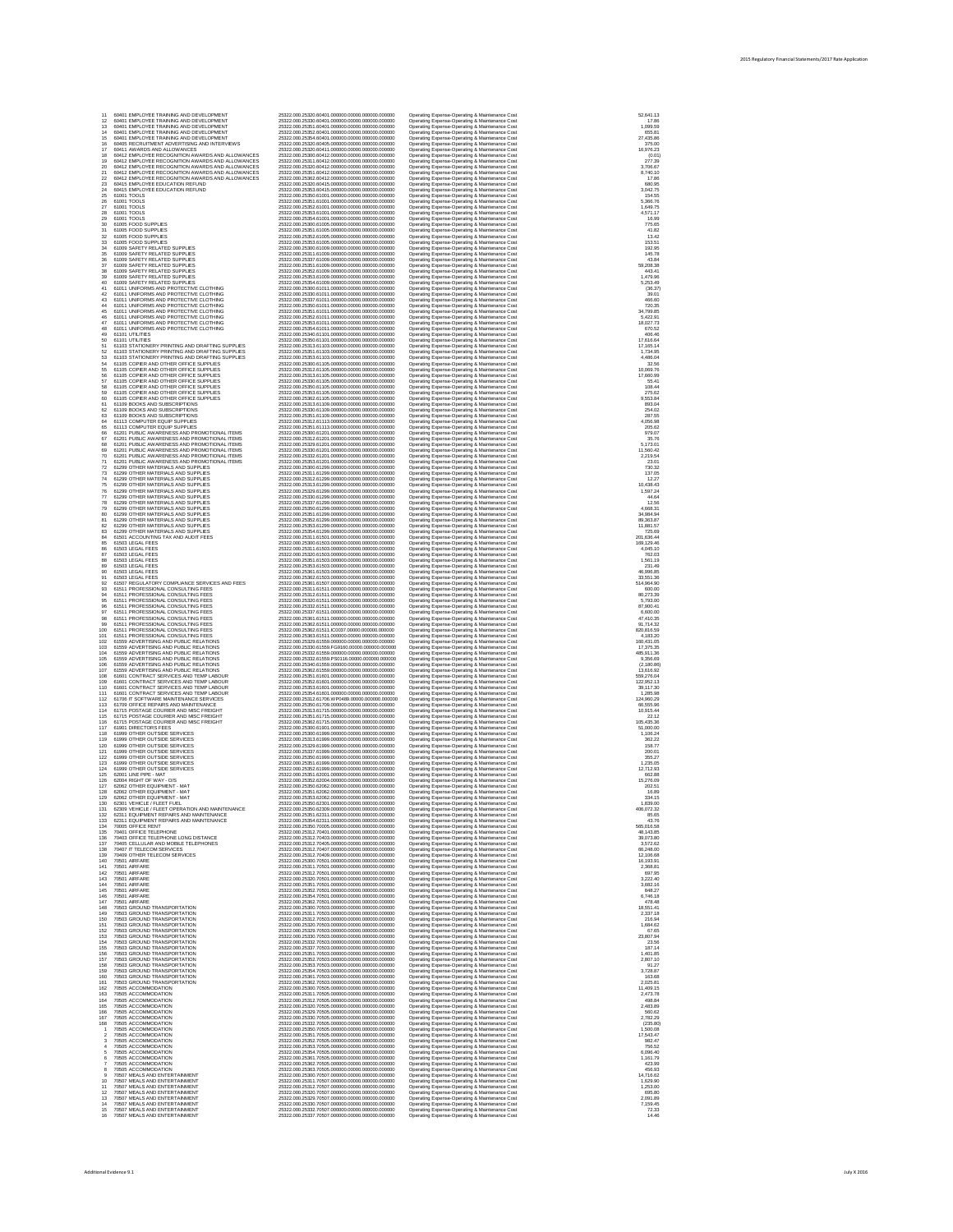| # | Account | Account String | Category | Amount |
|---|---|---|---|---|
| 11 | 60401 EMPLOYEE TRAINING AND DEVELOPMENT | 25222.000.25320.60401.000000.000000.000000.000000 | Operating Expense-Operating & Maintenance Cost | 52,641.13 |
| 12 | 60401 EMPLOYEE TRAINING AND DEVELOPMENT | 25222.000.25330.60401.000000.000000.000000.000000 | Operating Expense-Operating & Maintenance Cost | 17.86 |
| 13 | 60401 EMPLOYEE TRAINING AND DEVELOPMENT | 25222.000.25351.60401.000000.000000.000000.000000 | Operating Expense-Operating & Maintenance Cost | 1,099.59 |
| 14 | 60401 EMPLOYEE TRAINING AND DEVELOPMENT | 25222.000.25352.60401.000000.000000.000000.000000 | Operating Expense-Operating & Maintenance Cost | 655.81 |
| 15 | 60401 EMPLOYEE TRAINING AND DEVELOPMENT | 25222.000.25354.60401.000000.000000.000000.000000 | Operating Expense-Operating & Maintenance Cost | 27,435.86 |
| 16 | 60405 RECRUITMENT ADVERTISING AND INTERVIEWS | 25222.000.25320.60405.000000.000000.000000.000000 | Operating Expense-Operating & Maintenance Cost | 375.00 |
| 17 | 60411 AWARDS AND ALLOWANCES | 25222.000.25320.60411.000000.000000.000000.000000 | Operating Expense-Operating & Maintenance Cost | 16,976.23 |
| 18 | 60412 EMPLOYEE RECOGNITION AWARDS AND ALLOWANCES | 25222.000.25300.60412.000000.000000.000000.000000 | Operating Expense-Operating & Maintenance Cost | (0.01) |
| 19 | 60412 EMPLOYEE RECOGNITION AWARDS AND ALLOWANCES | 25222.000.25311.60412.000000.000000.000000.000000 | Operating Expense-Operating & Maintenance Cost | 277.39 |
| 20 | 60412 EMPLOYEE RECOGNITION AWARDS AND ALLOWANCES | 25222.000.25320.60412.000000.000000.000000.000000 | Operating Expense-Operating & Maintenance Cost | 3,706.67 |
| 21 | 60412 EMPLOYEE RECOGNITION AWARDS AND ALLOWANCES | 25222.000.25351.60412.000000.000000.000000.000000 | Operating Expense-Operating & Maintenance Cost | 8,740.10 |
| 22 | 60412 EMPLOYEE RECOGNITION AWARDS AND ALLOWANCES | 25222.000.25362.60412.000000.000000.000000.000000 | Operating Expense-Operating & Maintenance Cost | 17.86 |
| 23 | 60415 EMPLOYEE EDUCATION REFUND | 25222.000.25320.60415.000000.000000.000000.000000 | Operating Expense-Operating & Maintenance Cost | 680.95 |
| 24 | 60415 EMPLOYEE EDUCATION REFUND | 25222.000.25353.60415.000000.000000.000000.000000 | Operating Expense-Operating & Maintenance Cost | 3,042.75 |
| 25 | 61001 TOOLS | 25222.000.25350.61001.000000.000000.000000.000000 | Operating Expense-Operating & Maintenance Cost | 154.55 |
| 26 | 61001 TOOLS | 25222.000.25351.61001.000000.000000.000000.000000 | Operating Expense-Operating & Maintenance Cost | 5,366.76 |
| 27 | 61001 TOOLS | 25222.000.25352.61001.000000.000000.000000.000000 | Operating Expense-Operating & Maintenance Cost | 1,649.75 |
| 28 | 61001 TOOLS | 25222.000.25353.61001.000000.000000.000000.000000 | Operating Expense-Operating & Maintenance Cost | 4,571.17 |
| 29 | 61001 TOOLS | 25222.000.25354.61001.000000.000000.000000.000000 | Operating Expense-Operating & Maintenance Cost | 16.99 |
| 30 | 61005 FOOD SUPPLIES | 25222.000.25300.61005.000000.000000.000000.000000 | Operating Expense-Operating & Maintenance Cost | 775.65 |
| 31 | 61005 FOOD SUPPLIES | 25222.000.25351.61005.000000.000000.000000.000000 | Operating Expense-Operating & Maintenance Cost | 41.82 |
| 32 | 61005 FOOD SUPPLIES | 25222.000.25352.61005.000000.000000.000000.000000 | Operating Expense-Operating & Maintenance Cost | 13.42 |
| 33 | 61005 FOOD SUPPLIES | 25222.000.25353.61005.000000.000000.000000.000000 | Operating Expense-Operating & Maintenance Cost | 153.51 |
| 34 | 61009 SAFETY RELATED SUPPLIES | 25222.000.25300.61009.000000.000000.000000.000000 | Operating Expense-Operating & Maintenance Cost | 192.95 |
| 35 | 61009 SAFETY RELATED SUPPLIES | 25222.000.25311.61009.000000.000000.000000.000000 | Operating Expense-Operating & Maintenance Cost | 145.78 |
| 36 | 61009 SAFETY RELATED SUPPLIES | 25222.000.25337.61009.000000.000000.000000.000000 | Operating Expense-Operating & Maintenance Cost | 43.84 |
| 37 | 61009 SAFETY RELATED SUPPLIES | 25222.000.25351.61009.000000.000000.000000.000000 | Operating Expense-Operating & Maintenance Cost | 59,208.38 |
| 38 | 61009 SAFETY RELATED SUPPLIES | 25222.000.25352.61009.000000.000000.000000.000000 | Operating Expense-Operating & Maintenance Cost | 443.41 |
| 39 | 61009 SAFETY RELATED SUPPLIES | 25222.000.25353.61009.000000.000000.000000.000000 | Operating Expense-Operating & Maintenance Cost | 1,479.96 |
| 40 | 61009 SAFETY RELATED SUPPLIES | 25222.000.25354.61009.000000.000000.000000.000000 | Operating Expense-Operating & Maintenance Cost | 5,253.49 |
| 41 | 61011 UNIFORMS AND PROTECTIVE CLOTHING | 25222.000.25300.61011.000000.000000.000000.000000 | Operating Expense-Operating & Maintenance Cost | (36.37) |
| 42 | 61011 UNIFORMS AND PROTECTIVE CLOTHING | 25222.000.25330.61011.000000.000000.000000.000000 | Operating Expense-Operating & Maintenance Cost | 39.01 |
| 43 | 61011 UNIFORMS AND PROTECTIVE CLOTHING | 25222.000.25337.61011.000000.000000.000000.000000 | Operating Expense-Operating & Maintenance Cost | 466.60 |
| 44 | 61011 UNIFORMS AND PROTECTIVE CLOTHING | 25222.000.25350.61011.000000.000000.000000.000000 | Operating Expense-Operating & Maintenance Cost | 720.35 |
| 45 | 61011 UNIFORMS AND PROTECTIVE CLOTHING | 25222.000.25351.61011.000000.000000.000000.000000 | Operating Expense-Operating & Maintenance Cost | 34,799.85 |
| 46 | 61011 UNIFORMS AND PROTECTIVE CLOTHING | 25222.000.25352.61011.000000.000000.000000.000000 | Operating Expense-Operating & Maintenance Cost | 5,422.91 |
| 47 | 61011 UNIFORMS AND PROTECTIVE CLOTHING | 25222.000.25353.61011.000000.000000.000000.000000 | Operating Expense-Operating & Maintenance Cost | 18,027.73 |
| 48 | 61011 UNIFORMS AND PROTECTIVE CLOTHING | 25222.000.25354.61011.000000.000000.000000.000000 | Operating Expense-Operating & Maintenance Cost | 670.52 |
| 49 | 61101 UTILITIES | 25222.000.25340.61101.000000.000000.000000.000000 | Operating Expense-Operating & Maintenance Cost | 406.46 |
| 50 | 61101 UTILITIES | 25222.000.25350.61101.000000.000000.000000.000000 | Operating Expense-Operating & Maintenance Cost | 17,616.64 |
| 51 | 61103 STATIONERY PRINTING AND DRAFTING SUPPLIES | 25222.000.25313.61103.000000.000000.000000.000000 | Operating Expense-Operating & Maintenance Cost | 17,165.14 |
| 52 | 61103 STATIONERY PRINTING AND DRAFTING SUPPLIES | 25222.000.25351.61103.000000.000000.000000.000000 | Operating Expense-Operating & Maintenance Cost | 1,734.95 |
| 53 | 61103 STATIONERY PRINTING AND DRAFTING SUPPLIES | 25222.000.25353.61103.000000.000000.000000.000000 | Operating Expense-Operating & Maintenance Cost | 4,486.04 |
| 54 | 61105 COPIER AND OTHER OFFICE SUPPLIES | 25222.000.25300.61105.000000.000000.000000.000000 | Operating Expense-Operating & Maintenance Cost | 32.56 |
| 55 | 61105 COPIER AND OTHER OFFICE SUPPLIES | 25222.000.25312.61105.000000.000000.000000.000000 | Operating Expense-Operating & Maintenance Cost | 10,069.76 |
| 56 | 61105 COPIER AND OTHER OFFICE SUPPLIES | 25222.000.25313.61105.000000.000000.000000.000000 | Operating Expense-Operating & Maintenance Cost | 17,660.99 |
| 57 | 61105 COPIER AND OTHER OFFICE SUPPLIES | 25222.000.25330.61105.000000.000000.000000.000000 | Operating Expense-Operating & Maintenance Cost | 55.41 |
| 58 | 61105 COPIER AND OTHER OFFICE SUPPLIES | 25222.000.25350.61105.000000.000000.000000.000000 | Operating Expense-Operating & Maintenance Cost | 108.44 |
| 59 | 61105 COPIER AND OTHER OFFICE SUPPLIES | 25222.000.25353.61105.000000.000000.000000.000000 | Operating Expense-Operating & Maintenance Cost | 275.62 |
| 60 | 61105 COPIER AND OTHER OFFICE SUPPLIES | 25222.000.25362.61105.000000.000000.000000.000000 | Operating Expense-Operating & Maintenance Cost | 9,553.84 |
| 61 | 61109 BOOKS AND SUBSCRIPTIONS | 25222.000.25313.61109.000000.000000.000000.000000 | Operating Expense-Operating & Maintenance Cost | 893.04 |
| 62 | 61109 BOOKS AND SUBSCRIPTIONS | 25222.000.25330.61109.000000.000000.000000.000000 | Operating Expense-Operating & Maintenance Cost | 254.02 |
| 63 | 61109 BOOKS AND SUBSCRIPTIONS | 25222.000.25351.61109.000000.000000.000000.000000 | Operating Expense-Operating & Maintenance Cost | 287.55 |
| 64 | 61113 COMPUTER EQUIP SUPPLIES | 25222.000.25312.61113.000000.000000.000000.000000 | Operating Expense-Operating & Maintenance Cost | 4,056.98 |
| 65 | 61113 COMPUTER EQUIP SUPPLIES | 25222.000.25351.61113.000000.000000.000000.000000 | Operating Expense-Operating & Maintenance Cost | 205.62 |
| 66 | 61201 PUBLIC AWARENESS AND PROMOTIONAL ITEMS | 25222.000.25300.61201.000000.000000.000000.000000 | Operating Expense-Operating & Maintenance Cost | 979.07 |
| 67 | 61201 PUBLIC AWARENESS AND PROMOTIONAL ITEMS | 25222.000.25312.61201.000000.000000.000000.000000 | Operating Expense-Operating & Maintenance Cost | 35.76 |
| 68 | 61201 PUBLIC AWARENESS AND PROMOTIONAL ITEMS | 25222.000.25329.61201.000000.000000.000000.000000 | Operating Expense-Operating & Maintenance Cost | 5,173.01 |
| 69 | 61201 PUBLIC AWARENESS AND PROMOTIONAL ITEMS | 25222.000.25330.61201.000000.000000.000000.000000 | Operating Expense-Operating & Maintenance Cost | 11,560.42 |
| 70 | 61201 PUBLIC AWARENESS AND PROMOTIONAL ITEMS | 25222.000.25332.61201.000000.000000.000000.000000 | Operating Expense-Operating & Maintenance Cost | 2,219.54 |
| 71 | 61201 PUBLIC AWARENESS AND PROMOTIONAL ITEMS | 25222.000.25353.61201.000000.000000.000000.000000 | Operating Expense-Operating & Maintenance Cost | 23.01 |
| 72 | 61299 OTHER MATERIALS AND SUPPLIES | 25222.000.25300.61299.000000.000000.000000.000000 | Operating Expense-Operating & Maintenance Cost | 730.32 |
| 73 | 61299 OTHER MATERIALS AND SUPPLIES | 25222.000.25311.61299.000000.000000.000000.000000 | Operating Expense-Operating & Maintenance Cost | 137.05 |
| 74 | 61299 OTHER MATERIALS AND SUPPLIES | 25222.000.25312.61299.000000.000000.000000.000000 | Operating Expense-Operating & Maintenance Cost | 12.27 |
| 75 | 61299 OTHER MATERIALS AND SUPPLIES | 25222.000.25313.61299.000000.000000.000000.000000 | Operating Expense-Operating & Maintenance Cost | 10,438.43 |
| 76 | 61299 OTHER MATERIALS AND SUPPLIES | 25222.000.25329.61299.000000.000000.000000.000000 | Operating Expense-Operating & Maintenance Cost | 1,597.24 |
| 77 | 61299 OTHER MATERIALS AND SUPPLIES | 25222.000.25330.61299.000000.000000.000000.000000 | Operating Expense-Operating & Maintenance Cost | 44.64 |
| 78 | 61299 OTHER MATERIALS AND SUPPLIES | 25222.000.25337.61299.000000.000000.000000.000000 | Operating Expense-Operating & Maintenance Cost | 12.56 |
| 79 | 61299 OTHER MATERIALS AND SUPPLIES | 25222.000.25350.61299.000000.000000.000000.000000 | Operating Expense-Operating & Maintenance Cost | 4,668.31 |
| 80 | 61299 OTHER MATERIALS AND SUPPLIES | 25222.000.25351.61299.000000.000000.000000.000000 | Operating Expense-Operating & Maintenance Cost | 34,984.94 |
| 81 | 61299 OTHER MATERIALS AND SUPPLIES | 25222.000.25352.61299.000000.000000.000000.000000 | Operating Expense-Operating & Maintenance Cost | 89,363.87 |
| 82 | 61299 OTHER MATERIALS AND SUPPLIES | 25222.000.25353.61299.000000.000000.000000.000000 | Operating Expense-Operating & Maintenance Cost | 11,881.57 |
| 83 | 61299 OTHER MATERIALS AND SUPPLIES | 25222.000.25354.61299.000000.000000.000000.000000 | Operating Expense-Operating & Maintenance Cost | 725.69 |
| 84 | 61501 ACCOUNTING TAX AND AUDIT FEES | 25222.000.25311.61501.000000.000000.000000.000000 | Operating Expense-Operating & Maintenance Cost | 201,636.44 |
| 85 | 61503 LEGAL FEES | 25222.000.25300.61503.000000.000000.000000.000000 | Operating Expense-Operating & Maintenance Cost | 169,129.46 |
| 86 | 61503 LEGAL FEES | 25222.000.25311.61503.000000.000000.000000.000000 | Operating Expense-Operating & Maintenance Cost | 4,045.10 |
| 87 | 61503 LEGAL FEES | 25222.000.25320.61503.000000.000000.000000.000000 | Operating Expense-Operating & Maintenance Cost | 762.03 |
| 88 | 61503 LEGAL FEES | 25222.000.25351.61503.000000.000000.000000.000000 | Operating Expense-Operating & Maintenance Cost | 1,561.19 |
| 89 | 61503 LEGAL FEES | 25222.000.25353.61503.000000.000000.000000.000000 | Operating Expense-Operating & Maintenance Cost | 231.49 |
| 90 | 61503 LEGAL FEES | 25222.000.25361.61503.000000.000000.000000.000000 | Operating Expense-Operating & Maintenance Cost | 46,996.85 |
| 91 | 61503 LEGAL FEES | 25222.000.25362.61503.000000.000000.000000.000000 | Operating Expense-Operating & Maintenance Cost | 33,551.36 |
| 92 | 61507 REGULATORY COMPLIANCE SERVICES AND FEES | 25222.000.25361.61507.000000.000000.000000.000000 | Operating Expense-Operating & Maintenance Cost | 514,964.90 |
| 93 | 61511 PROFESSIONAL CONSULTING FEES | 25222.000.25311.61511.000000.000000.000000.000000 | Operating Expense-Operating & Maintenance Cost | 600.00 |
| 94 | 61511 PROFESSIONAL CONSULTING FEES | 25222.000.25312.61511.000000.000000.000000.000000 | Operating Expense-Operating & Maintenance Cost | 80,273.39 |
| 95 | 61511 PROFESSIONAL CONSULTING FEES | 25222.000.25320.61511.000000.000000.000000.000000 | Operating Expense-Operating & Maintenance Cost | 5,793.00 |
| 96 | 61511 PROFESSIONAL CONSULTING FEES | 25222.000.25332.61511.000000.000000.000000.000000 | Operating Expense-Operating & Maintenance Cost | 87,900.41 |
| 97 | 61511 PROFESSIONAL CONSULTING FEES | 25222.000.25337.61511.000000.000000.000000.000000 | Operating Expense-Operating & Maintenance Cost | 6,600.00 |
| 98 | 61511 PROFESSIONAL CONSULTING FEES | 25222.000.25361.61511.000000.000000.000000.000000 | Operating Expense-Operating & Maintenance Cost | 47,410.35 |
| 99 | 61511 PROFESSIONAL CONSULTING FEES | 25222.000.25362.61511.000000.000000.000000.000000 | Operating Expense-Operating & Maintenance Cost | 91,714.32 |
| 100 | 61511 PROFESSIONAL CONSULTING FEES | 25222.000.25362.61511.E0037.000000.000000.000000 | Operating Expense-Operating & Maintenance Cost | 820,816.59 |
| 101 | 61511 PROFESSIONAL CONSULTING FEES | 25222.000.25363.61511.000000.000000.000000.000000 | Operating Expense-Operating & Maintenance Cost | 4,183.20 |
| 102 | 61559 ADVERTISING AND PUBLIC RELATIONS | 25222.000.25329.61559.000000.000000.000000.000000 | Operating Expense-Operating & Maintenance Cost | 160,431.05 |
| 103 | 61559 ADVERTISING AND PUBLIC RELATIONS | 25222.000.25330.61559.FG9160.000000.000000.000000 | Operating Expense-Operating & Maintenance Cost | 17,375.35 |
| 104 | 61559 ADVERTISING AND PUBLIC RELATIONS | 25222.000.25332.61559.000000.000000.000000.000000 | Operating Expense-Operating & Maintenance Cost | 485,911.36 |
| 105 | 61559 ADVERTISING AND PUBLIC RELATIONS | 25222.000.25332.61559.PS0116.000000.000000.000000 | Operating Expense-Operating & Maintenance Cost | 9,356.69 |
| 106 | 61559 ADVERTISING AND PUBLIC RELATIONS | 25222.000.25340.61559.000000.000000.000000.000000 | Operating Expense-Operating & Maintenance Cost | (2,180.86) |
| 107 | 61559 ADVERTISING AND PUBLIC RELATIONS | 25222.000.25362.61559.000000.000000.000000.000000 | Operating Expense-Operating & Maintenance Cost | 13,616.92 |
| 108 | 61601 CONTRACT SERVICES AND TEMP LABOUR | 25222.000.25312.61601.000000.000000.000000.000000 | Operating Expense-Operating & Maintenance Cost | 559,276.04 |
| 109 | 61601 CONTRACT SERVICES AND TEMP LABOUR | 25222.000.25352.61601.000000.000000.000000.000000 | Operating Expense-Operating & Maintenance Cost | 122,952.13 |
| 110 | 61601 CONTRACT SERVICES AND TEMP LABOUR | 25222.000.25353.61601.000000.000000.000000.000000 | Operating Expense-Operating & Maintenance Cost | 39,117.30 |
| 111 | 61601 CONTRACT SERVICES AND TEMP LABOUR | 25222.000.25354.61601.000000.000000.000000.000000 | Operating Expense-Operating & Maintenance Cost | 1,285.98 |
| 112 | 61706 IT SOFTWARE MAINTENANCE SERVICES | 25222.000.25312.61706.WP0489.000000.000000.000000 | Operating Expense-Operating & Maintenance Cost | 124,960.29 |
| 113 | 61709 OFFICE REPAIRS AND MAINTENANCE | 25222.000.25350.61709.000000.000000.000000.000000 | Operating Expense-Operating & Maintenance Cost | 66,555.96 |
| 114 | 61715 POSTAGE COURIER AND MISC FREIGHT | 25222.000.25313.61715.000000.000000.000000.000000 | Operating Expense-Operating & Maintenance Cost | 10,915.44 |
| 115 | 61715 POSTAGE COURIER AND MISC FREIGHT | 25222.000.25351.61715.000000.000000.000000.000000 | Operating Expense-Operating & Maintenance Cost | 22.12 |
| 116 | 61715 POSTAGE COURIER AND MISC FREIGHT | 25222.000.25362.61715.000000.000000.000000.000000 | Operating Expense-Operating & Maintenance Cost | 105,435.36 |
| 117 | 61901 DIRECTORS FEES | 25222.000.25300.61901.000000.000000.000000.000000 | Operating Expense-Operating & Maintenance Cost | 51,000.00 |
| 118 | 61999 OTHER OUTSIDE SERVICES | 25222.000.25300.61999.000000.000000.000000.000000 | Operating Expense-Operating & Maintenance Cost | 1,106.24 |
| 119 | 61999 OTHER OUTSIDE SERVICES | 25222.000.25313.61999.000000.000000.000000.000000 | Operating Expense-Operating & Maintenance Cost | 362.22 |
| 120 | 61999 OTHER OUTSIDE SERVICES | 25222.000.25329.61999.000000.000000.000000.000000 | Operating Expense-Operating & Maintenance Cost | 158.77 |
| 121 | 61999 OTHER OUTSIDE SERVICES | 25222.000.25337.61999.000000.000000.000000.000000 | Operating Expense-Operating & Maintenance Cost | 200.01 |
| 122 | 61999 OTHER OUTSIDE SERVICES | 25222.000.25350.61999.000000.000000.000000.000000 | Operating Expense-Operating & Maintenance Cost | 355.27 |
| 123 | 61999 OTHER OUTSIDE SERVICES | 25222.000.25351.61999.000000.000000.000000.000000 | Operating Expense-Operating & Maintenance Cost | 1,235.05 |
| 124 | 61999 OTHER OUTSIDE SERVICES | 25222.000.25352.61999.000000.000000.000000.000000 | Operating Expense-Operating & Maintenance Cost | 12,712.93 |
| 125 | 62001 LINE PIPE - MAT | 25222.000.25351.62001.000000.000000.000000.000000 | Operating Expense-Operating & Maintenance Cost | 662.88 |
| 126 | 62004 RIGHT OF WAY - O/S | 25222.000.25352.62004.000000.000000.000000.000000 | Operating Expense-Operating & Maintenance Cost | 15,276.09 |
| 127 | 62062 OTHER EQUIPMENT - MAT | 25222.000.25350.62062.000000.000000.000000.000000 | Operating Expense-Operating & Maintenance Cost | 202.51 |
| 128 | 62062 OTHER EQUIPMENT - MAT | 25222.000.25351.62062.000000.000000.000000.000000 | Operating Expense-Operating & Maintenance Cost | 16.89 |
| 129 | 62062 OTHER EQUIPMENT - MAT | 25222.000.25353.62062.000000.000000.000000.000000 | Operating Expense-Operating & Maintenance Cost | 334.15 |
| 130 | 62301 VEHICLE / FLEET FUEL | 25222.000.25350.62301.000000.000000.000000.000000 | Operating Expense-Operating & Maintenance Cost | 1,839.00 |
| 131 | 62309 VEHICLE / FLEET OPERATION AND MAINTENANCE | 25222.000.25350.62309.000000.000000.000000.000000 | Operating Expense-Operating & Maintenance Cost | 406,072.32 |
| 132 | 62311 EQUIPMENT REPAIRS AND MAINTENANCE | 25222.000.25351.62311.000000.000000.000000.000000 | Operating Expense-Operating & Maintenance Cost | 85.65 |
| 133 | 62311 EQUIPMENT REPAIRS AND MAINTENANCE | 25222.000.25354.62311.000000.000000.000000.000000 | Operating Expense-Operating & Maintenance Cost | 43.76 |
| 134 | 70005 OFFICE RENT | 25222.000.25350.70005.000000.000000.000000.000000 | Operating Expense-Operating & Maintenance Cost | 565,016.58 |
| 135 | 70401 OFFICE TELEPHONE | 25222.000.25312.70401.000000.000000.000000.000000 | Operating Expense-Operating & Maintenance Cost | 48,143.85 |
| 136 | 70403 OFFICE TELEPHONE LONG DISTANCE | 25222.000.25312.70403.000000.000000.000000.000000 | Operating Expense-Operating & Maintenance Cost | 39,073.80 |
| 137 | 70405 CELLULAR AND MOBILE TELEPHONES | 25222.000.25312.70405.000000.000000.000000.000000 | Operating Expense-Operating & Maintenance Cost | 3,572.62 |
| 138 | 70407 IT TELECOM SERVICES | 25222.000.25312.70407.000000.000000.000000.000000 | Operating Expense-Operating & Maintenance Cost | 66,248.00 |
| 139 | 70409 OTHER TELECOM SERVICES | 25222.000.25312.70409.000000.000000.000000.000000 | Operating Expense-Operating & Maintenance Cost | 12,106.68 |
| 140 | 70501 AIRFARE | 25222.000.25300.70501.000000.000000.000000.000000 | Operating Expense-Operating & Maintenance Cost | 16,193.91 |
| 141 | 70501 AIRFARE | 25222.000.25311.70501.000000.000000.000000.000000 | Operating Expense-Operating & Maintenance Cost | 2,368.81 |
| 142 | 70501 AIRFARE | 25222.000.25312.70501.000000.000000.000000.000000 | Operating Expense-Operating & Maintenance Cost | 697.95 |
| 143 | 70501 AIRFARE | 25222.000.25320.70501.000000.000000.000000.000000 | Operating Expense-Operating & Maintenance Cost | 3,222.40 |
| 144 | 70501 AIRFARE | 25222.000.25351.70501.000000.000000.000000.000000 | Operating Expense-Operating & Maintenance Cost | 3,682.16 |
| 145 | 70501 AIRFARE | 25222.000.25352.70501.000000.000000.000000.000000 | Operating Expense-Operating & Maintenance Cost | 848.27 |
| 146 | 70501 AIRFARE | 25222.000.25354.70501.000000.000000.000000.000000 | Operating Expense-Operating & Maintenance Cost | 6,746.18 |
| 147 | 70501 AIRFARE | 25222.000.25362.70501.000000.000000.000000.000000 | Operating Expense-Operating & Maintenance Cost | 478.48 |
| 148 | 70503 GROUND TRANSPORTATION | 25222.000.25300.70503.000000.000000.000000.000000 | Operating Expense-Operating & Maintenance Cost | 18,551.41 |
| 149 | 70503 GROUND TRANSPORTATION | 25222.000.25311.70503.000000.000000.000000.000000 | Operating Expense-Operating & Maintenance Cost | 2,337.18 |
| 150 | 70503 GROUND TRANSPORTATION | 25222.000.25312.70503.000000.000000.000000.000000 | Operating Expense-Operating & Maintenance Cost | 216.94 |
| 151 | 70503 GROUND TRANSPORTATION | 25222.000.25320.70503.000000.000000.000000.000000 | Operating Expense-Operating & Maintenance Cost | 1,684.62 |
| 152 | 70503 GROUND TRANSPORTATION | 25222.000.25329.70503.000000.000000.000000.000000 | Operating Expense-Operating & Maintenance Cost | 67.65 |
| 153 | 70503 GROUND TRANSPORTATION | 25222.000.25330.70503.000000.000000.000000.000000 | Operating Expense-Operating & Maintenance Cost | 23,807.94 |
| 154 | 70503 GROUND TRANSPORTATION | 25222.000.25332.70503.000000.000000.000000.000000 | Operating Expense-Operating & Maintenance Cost | 23.56 |
| 155 | 70503 GROUND TRANSPORTATION | 25222.000.25337.70503.000000.000000.000000.000000 | Operating Expense-Operating & Maintenance Cost | 187.14 |
| 156 | 70503 GROUND TRANSPORTATION | 25222.000.25351.70503.000000.000000.000000.000000 | Operating Expense-Operating & Maintenance Cost | 1,401.85 |
| 157 | 70503 GROUND TRANSPORTATION | 25222.000.25352.70503.000000.000000.000000.000000 | Operating Expense-Operating & Maintenance Cost | 2,807.10 |
| 158 | 70503 GROUND TRANSPORTATION | 25222.000.25353.70503.000000.000000.000000.000000 | Operating Expense-Operating & Maintenance Cost | 91.27 |
| 159 | 70503 GROUND TRANSPORTATION | 25222.000.25354.70503.000000.000000.000000.000000 | Operating Expense-Operating & Maintenance Cost | 3,728.87 |
| 160 | 70503 GROUND TRANSPORTATION | 25222.000.25361.70503.000000.000000.000000.000000 | Operating Expense-Operating & Maintenance Cost | 163.68 |
| 161 | 70503 GROUND TRANSPORTATION | 25222.000.25362.70503.000000.000000.000000.000000 | Operating Expense-Operating & Maintenance Cost | 2,025.81 |
| 162 | 70505 ACCOMMODATION | 25222.000.25300.70505.000000.000000.000000.000000 | Operating Expense-Operating & Maintenance Cost | 11,409.15 |
| 163 | 70505 ACCOMMODATION | 25222.000.25311.70505.000000.000000.000000.000000 | Operating Expense-Operating & Maintenance Cost | 2,473.78 |
| 164 | 70505 ACCOMMODATION | 25222.000.25312.70505.000000.000000.000000.000000 | Operating Expense-Operating & Maintenance Cost | 498.84 |
| 165 | 70505 ACCOMMODATION | 25222.000.25320.70505.000000.000000.000000.000000 | Operating Expense-Operating & Maintenance Cost | 2,483.89 |
| 166 | 70505 ACCOMMODATION | 25222.000.25329.70505.000000.000000.000000.000000 | Operating Expense-Operating & Maintenance Cost | 560.62 |
| 167 | 70505 ACCOMMODATION | 25222.000.25330.70505.000000.000000.000000.000000 | Operating Expense-Operating & Maintenance Cost | 2,782.29 |
| 168 | 70505 ACCOMMODATION | 25222.000.25332.70505.000000.000000.000000.000000 | Operating Expense-Operating & Maintenance Cost | (235.80) |
| 1 | 70505 ACCOMMODATION | 25222.000.25350.70505.000000.000000.000000.000000 | Operating Expense-Operating & Maintenance Cost | 1,500.08 |
| 2 | 70505 ACCOMMODATION | 25222.000.25351.70505.000000.000000.000000.000000 | Operating Expense-Operating & Maintenance Cost | 17,543.47 |
| 3 | 70505 ACCOMMODATION | 25222.000.25352.70505.000000.000000.000000.000000 | Operating Expense-Operating & Maintenance Cost | 982.47 |
| 4 | 70505 ACCOMMODATION | 25222.000.25353.70505.000000.000000.000000.000000 | Operating Expense-Operating & Maintenance Cost | 756.52 |
| 5 | 70505 ACCOMMODATION | 25222.000.25354.70505.000000.000000.000000.000000 | Operating Expense-Operating & Maintenance Cost | 6,096.40 |
| 6 | 70505 ACCOMMODATION | 25222.000.25361.70505.000000.000000.000000.000000 | Operating Expense-Operating & Maintenance Cost | 1,161.79 |
| 7 | 70505 ACCOMMODATION | 25222.000.25362.70505.000000.000000.000000.000000 | Operating Expense-Operating & Maintenance Cost | 423.99 |
| 8 | 70505 ACCOMMODATION | 25222.000.25363.70505.000000.000000.000000.000000 | Operating Expense-Operating & Maintenance Cost | 456.93 |
| 9 | 70507 MEALS AND ENTERTAINMENT | 25222.000.25300.70507.000000.000000.000000.000000 | Operating Expense-Operating & Maintenance Cost | 14,716.62 |
| 10 | 70507 MEALS AND ENTERTAINMENT | 25222.000.25311.70507.000000.000000.000000.000000 | Operating Expense-Operating & Maintenance Cost | 1,629.90 |
| 11 | 70507 MEALS AND ENTERTAINMENT | 25222.000.25312.70507.000000.000000.000000.000000 | Operating Expense-Operating & Maintenance Cost | 1,253.00 |
| 12 | 70507 MEALS AND ENTERTAINMENT | 25222.000.25320.70507.000000.000000.000000.000000 | Operating Expense-Operating & Maintenance Cost | 695.80 |
| 13 | 70507 MEALS AND ENTERTAINMENT | 25222.000.25329.70507.000000.000000.000000.000000 | Operating Expense-Operating & Maintenance Cost | 2,091.89 |
| 14 | 70507 MEALS AND ENTERTAINMENT | 25222.000.25330.70507.000000.000000.000000.000000 | Operating Expense-Operating & Maintenance Cost | 7,159.45 |
| 15 | 70507 MEALS AND ENTERTAINMENT | 25222.000.25332.70507.000000.000000.000000.000000 | Operating Expense-Operating & Maintenance Cost | 72.33 |
| 16 | 70507 MEALS AND ENTERTAINMENT | 25222.000.25337.70507.000000.000000.000000.000000 | Operating Expense-Operating & Maintenance Cost | 14.46 |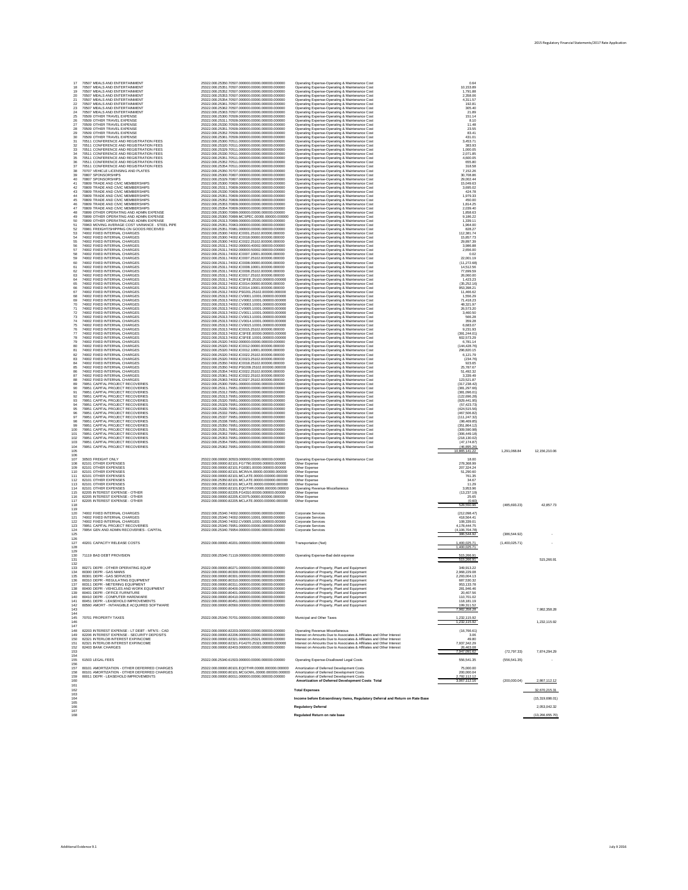| | | | | | | |
|---|---|---|---|---|---|---|
| 17 | 70507 MEALS AND ENTERTAINMENT | 25322.000.25350.70507.000000.00000.000000.000000 | Operating Expense-Operating & Maintenance Cost | 0.64 | | |
| 18 | 70507 MEALS AND ENTERTAINMENT | 25322.000.25351.70507.000000.00000.000000.000000 | Operating Expense-Operating & Maintenance Cost | 10,153.89 | | |
| 19 | 70507 MEALS AND ENTERTAINMENT | 25322.000.25352.70507.000000.00000.000000.000000 | Operating Expense-Operating & Maintenance Cost | 1,791.88 | | |
| 20 | 70507 MEALS AND ENTERTAINMENT | 25322.000.25353.70507.000000.00000.000000.000000 | Operating Expense-Operating & Maintenance Cost | 2,358.06 | | |
| 21 | 70507 MEALS AND ENTERTAINMENT | 25322.000.25354.70507.000000.00000.000000.000000 | Operating Expense-Operating & Maintenance Cost | 4,311.57 | | |
| 22 | 70507 MEALS AND ENTERTAINMENT | 25322.000.25361.70507.000000.00000.000000.000000 | Operating Expense-Operating & Maintenance Cost | 192.81 | | |
| 23 | 70507 MEALS AND ENTERTAINMENT | 25322.000.25362.70507.000000.00000.000000.000000 | Operating Expense-Operating & Maintenance Cost | 305.40 | | |
| 24 | 70507 MEALS AND ENTERTAINMENT | 25322.000.25363.70507.000000.00000.000000.000000 | Operating Expense-Operating & Maintenance Cost | 21.89 | | |
| 25 | 70509 OTHER TRAVEL EXPENSE | 25322.000.25300.70509.000000.00000.000000.000000 | Operating Expense-Operating & Maintenance Cost | 151.14 | | |
| 26 | 70509 OTHER TRAVEL EXPENSE | 25322.000.25311.70509.000000.00000.000000.000000 | Operating Expense-Operating & Maintenance Cost | 8.10 | | |
| 27 | 70509 OTHER TRAVEL EXPENSE | 25322.000.25330.70509.000000.00000.000000.000000 | Operating Expense-Operating & Maintenance Cost | 11.48 | | |
| 28 | 70509 OTHER TRAVEL EXPENSE | 25322.000.25351.70509.000000.00000.000000.000000 | Operating Expense-Operating & Maintenance Cost | 23.55 | | |
| 29 | 70509 OTHER TRAVEL EXPENSE | 25322.000.25352.70509.000000.00000.000000.000000 | Operating Expense-Operating & Maintenance Cost | 83.41 | | |
| 30 | 70509 OTHER TRAVEL EXPENSE | 25322.000.25361.70509.000000.00000.000000.000000 | Operating Expense-Operating & Maintenance Cost | 431.01 | | |
| 31 | 70511 CONFERENCE AND REGISTRATION FEES | 25322.000.25300.70511.000000.00000.000000.000000 | Operating Expense-Operating & Maintenance Cost | 3,453.71 | | |
| 32 | 70511 CONFERENCE AND REGISTRATION FEES | 25322.000.25320.70511.000000.00000.000000.000000 | Operating Expense-Operating & Maintenance Cost | 383.93 | | |
| 33 | 70511 CONFERENCE AND REGISTRATION FEES | 25322.000.25329.70511.000000.00000.000000.000000 | Operating Expense-Operating & Maintenance Cost | 1,000.05 | | |
| 34 | 70511 CONFERENCE AND REGISTRATION FEES | 25322.000.25330.70511.000000.00000.000000.000000 | Operating Expense-Operating & Maintenance Cost | 2,071.85 | | |
| 35 | 70511 CONFERENCE AND REGISTRATION FEES | 25322.000.25351.70511.000000.00000.000000.000000 | Operating Expense-Operating & Maintenance Cost | 4,600.05 | | |
| 36 | 70511 CONFERENCE AND REGISTRATION FEES | 25322.000.25352.70511.000000.00000.000000.000000 | Operating Expense-Operating & Maintenance Cost | 655.80 | | |
| 37 | 70511 CONFERENCE AND REGISTRATION FEES | 25322.000.25354.70511.000000.00000.000000.000000 | Operating Expense-Operating & Maintenance Cost | 318.58 | | |
| 38 | 70707 VEHICLE LICENSING AND PLATES | 25322.000.25350.70707.000000.00000.000000.000000 | Operating Expense-Operating & Maintenance Cost | 7,152.26 | | |
| 39 | 70807 SPONSORSHIPS | 25322.000.25300.70807.000000.00000.000000.000000 | Operating Expense-Operating & Maintenance Cost | 30,708.86 | | |
| 40 | 70807 SPONSORSHIPS | 25322.000.25329.70807.000000.00000.000000.000000 | Operating Expense-Operating & Maintenance Cost | 29,002.44 | | |
| 41 | 70809 TRADE AND CIVIC MEMBERSHIPS | 25322.000.25300.70809.000000.00000.000000.000000 | Operating Expense-Operating & Maintenance Cost | 15,049.63 | | |
| 42 | 70809 TRADE AND CIVIC MEMBERSHIPS | 25322.000.25311.70809.000000.00000.000000.000000 | Operating Expense-Operating & Maintenance Cost | 3,695.02 | | |
| 43 | 70809 TRADE AND CIVIC MEMBERSHIPS | 25322.000.25330.70809.000000.00000.000000.000000 | Operating Expense-Operating & Maintenance Cost | 424.78 | | |
| 44 | 70809 TRADE AND CIVIC MEMBERSHIPS | 25322.000.25351.70809.000000.00000.000000.000000 | Operating Expense-Operating & Maintenance Cost | 1,979.33 | | |
| 45 | 70809 TRADE AND CIVIC MEMBERSHIPS | 25322.000.25352.70809.000000.00000.000000.000000 | Operating Expense-Operating & Maintenance Cost | 450.00 | | |
| 46 | 70809 TRADE AND CIVIC MEMBERSHIPS | 25322.000.25353.70809.000000.00000.000000.000000 | Operating Expense-Operating & Maintenance Cost | 1,814.25 | | |
| 47 | 70809 TRADE AND CIVIC MEMBERSHIPS | 25322.000.25354.70809.000000.00000.000000.000000 | Operating Expense-Operating & Maintenance Cost | 2,039.40 | | |
| 48 | 70899 OTHER OPERATING AND ADMIN EXPENSE | 25322.000.25300.70899.000000.00000.000000.000000 | Operating Expense-Operating & Maintenance Cost | 1,858.63 | | |
| 49 | 70899 OTHER OPERATING AND ADMIN EXPENSE | 25322.000.25300.70899.MCSPEC.00000.000000.000000 | Operating Expense-Operating & Maintenance Cost | 9,186.22 | | |
| 50 | 70899 OTHER OPERATING AND ADMIN EXPENSE | 25322.000.25313.70899.000000.00000.000000.000000 | Operating Expense-Operating & Maintenance Cost | 1,339.11 | | |
| 51 | 70963 MOVING AVERAGE COST VARIANCE - STEEL PIPE | 25322.000.25351.70963.000000.00000.000000.000000 | Operating Expense-Operating & Maintenance Cost | 1,964.00 | | |
| 52 | 70981 FREIGHT/SHIPPING ON GOODS RECEIVED | 25322.000.25351.70981.000000.00000.000000.000000 | Operating Expense-Operating & Maintenance Cost | 828.27 | | |
| 53 | 74002 FIXED INTERNAL CHARGES | 25322.000.25300.74002.IC0001.25102.000000.000000 | Operating Expense-Operating & Maintenance Cost | 112,381.74 | | |
| 54 | 74002 FIXED INTERNAL CHARGES | 25322.000.25300.74002.IC0018.00000.000000.000000 | Operating Expense-Operating & Maintenance Cost | 15,857.73 | | |
| 55 | 74002 FIXED INTERNAL CHARGES | 25322.000.25300.74002.IC0022.25102.000000.000000 | Operating Expense-Operating & Maintenance Cost | 29,897.39 | | |
| 56 | 74002 FIXED INTERNAL CHARGES | 25322.000.25311.74002.000000.40002.000000.000000 | Operating Expense-Operating & Maintenance Cost | 3,986.88 | | |
| 57 | 74002 FIXED INTERNAL CHARGES | 25322.000.25311.74002.000000.50002.000000.000000 | Operating Expense-Operating & Maintenance Cost | 2,656.00 | | |
| 58 | 74002 FIXED INTERNAL CHARGES | 25322.000.25311.74002.IC0007.10001.000000.000000 | Operating Expense-Operating & Maintenance Cost | 0.02 | | |
| 59 | 74002 FIXED INTERNAL CHARGES | 25322.000.25311.74002.IC0007.25102.000000.000000 | Operating Expense-Operating & Maintenance Cost | 22,001.19 | | |
| 60 | 74002 FIXED INTERNAL CHARGES | 25322.000.25311.74002.IC0008.00000.000000.000000 | Operating Expense-Operating & Maintenance Cost | (11,272.68) | | |
| 61 | 74002 FIXED INTERNAL CHARGES | 25322.000.25311.74002.IC0008.10001.000000.000000 | Operating Expense-Operating & Maintenance Cost | 14,512.56 | | |
| 62 | 74002 FIXED INTERNAL CHARGES | 25322.000.25311.74002.IC0008.25102.000000.000000 | Operating Expense-Operating & Maintenance Cost | 77,699.59 | | |
| 63 | 74002 FIXED INTERNAL CHARGES | 25322.000.25311.74002.IC0017.25102.000000.000000 | Operating Expense-Operating & Maintenance Cost | 26,060.00 | | |
| 64 | 74002 FIXED INTERNAL CHARGES | 25322.000.25311.74002.ICSFEE.25102.000000.000000 | Operating Expense-Operating & Maintenance Cost | 1,423.23 | | |
| 65 | 74002 FIXED INTERNAL CHARGES | 25322.000.25312.74002.IC0014.00000.000000.000000 | Operating Expense-Operating & Maintenance Cost | (35,252.16) | | |
| 66 | 74002 FIXED INTERNAL CHARGES | 25322.000.25312.74002.IC0014.10001.000000.000000 | Operating Expense-Operating & Maintenance Cost | 953,398.21 | | |
| 67 | 74002 FIXED INTERNAL CHARGES | 25322.000.25312.74002.PS0201.25102.000000.000000 | Operating Expense-Operating & Maintenance Cost | 11,466.62 | | |
| 68 | 74002 FIXED INTERNAL CHARGES | 25322.000.25313.74002.CV0001.10001.000000.000000 | Operating Expense-Operating & Maintenance Cost | 1,556.29 | | |
| 69 | 74002 FIXED INTERNAL CHARGES | 25322.000.25313.74002.CV0002.10001.000000.000000 | Operating Expense-Operating & Maintenance Cost | 71,418.23 | | |
| 70 | 74002 FIXED INTERNAL CHARGES | 25322.000.25313.74002.CV0003.10001.000000.000000 | Operating Expense-Operating & Maintenance Cost | 48,321.97 | | |
| 71 | 74002 FIXED INTERNAL CHARGES | 25322.000.25313.74002.CV0005.10001.000000.000000 | Operating Expense-Operating & Maintenance Cost | 26,573.20 | | |
| 72 | 74002 FIXED INTERNAL CHARGES | 25322.000.25313.74002.CV0011.10001.000000.000000 | Operating Expense-Operating & Maintenance Cost | 3,460.50 | | |
| 73 | 74002 FIXED INTERNAL CHARGES | 25322.000.25313.74002.CV0013.10001.000000.000000 | Operating Expense-Operating & Maintenance Cost | 566.28 | | |
| 74 | 74002 FIXED INTERNAL CHARGES | 25322.000.25313.74002.CV0014.10001.000000.000000 | Operating Expense-Operating & Maintenance Cost | 359.28 | | |
| 75 | 74002 FIXED INTERNAL CHARGES | 25322.000.25313.74002.CV0015.10001.000000.000000 | Operating Expense-Operating & Maintenance Cost | 6,683.07 | | |
| 76 | 74002 FIXED INTERNAL CHARGES | 25322.000.25313.74002.IC0015.25102.000000.000000 | Operating Expense-Operating & Maintenance Cost | 9,231.93 | | |
| 77 | 74002 FIXED INTERNAL CHARGES | 25322.000.25313.74002.ICSFEE.00000.000000.000000 | Operating Expense-Operating & Maintenance Cost | (391,244.01) | | |
| 78 | 74002 FIXED INTERNAL CHARGES | 25322.000.25313.74002.ICSFEE.10001.000000.000000 | Operating Expense-Operating & Maintenance Cost | 602,573.29 | | |
| 79 | 74002 FIXED INTERNAL CHARGES | 25322.000.25320.74002.000000.00000.000000.000000 | Operating Expense-Operating & Maintenance Cost | 6,781.14 | | |
| 80 | 74002 FIXED INTERNAL CHARGES | 25322.000.25320.74002.IC0012.00000.000000.000000 | Operating Expense-Operating & Maintenance Cost | (144,428.76) | | |
| 81 | 74002 FIXED INTERNAL CHARGES | 25322.000.25320.74002.IC0012.10001.000000.000000 | Operating Expense-Operating & Maintenance Cost | 296,820.15 | | |
| 82 | 74002 FIXED INTERNAL CHARGES | 25322.000.25320.74002.IC0022.25102.000000.000000 | Operating Expense-Operating & Maintenance Cost | 6,121.79 | | |
| 83 | 74002 FIXED INTERNAL CHARGES | 25322.000.25320.74002.IC0023.25102.000000.000000 | Operating Expense-Operating & Maintenance Cost | (234.76) | | |
| 84 | 74002 FIXED INTERNAL CHARGES | 25322.000.25350.74002.IC0018.25102.000000.000000 | Operating Expense-Operating & Maintenance Cost | 923.65 | | |
| 85 | 74002 FIXED INTERNAL CHARGES | 25322.000.25350.74002.PS0209.25102.000000.000000 | Operating Expense-Operating & Maintenance Cost | 25,787.67 | | |
| 86 | 74002 FIXED INTERNAL CHARGES | 25322.000.25354.74002.IC0022.25102.000000.000000 | Operating Expense-Operating & Maintenance Cost | 51,492.32 | | |
| 87 | 74002 FIXED INTERNAL CHARGES | 25322.000.25361.74002.IC0022.25102.000000.000000 | Operating Expense-Operating & Maintenance Cost | 3,339.49 | | |
| 88 | 74002 FIXED INTERNAL CHARGES | 25322.000.25363.74002.IC0027.25102.000000.000000 | Operating Expense-Operating & Maintenance Cost | 123,521.87 | | |
| 89 | 79951 CAPITAL PROJECT RECOVERIES | 25322.000.25300.79951.000000.00000.000000.000000 | Operating Expense-Operating & Maintenance Cost | (317,238.42) | | |
| 90 | 79951 CAPITAL PROJECT RECOVERIES | 25322.000.25311.79951.000000.00000.000000.000000 | Operating Expense-Operating & Maintenance Cost | (381,297.66) | | |
| 91 | 79951 CAPITAL PROJECT RECOVERIES | 25322.000.25312.79951.000000.00000.000000.000000 | Operating Expense-Operating & Maintenance Cost | (381,096.01) | | |
| 92 | 79951 CAPITAL PROJECT RECOVERIES | 25322.000.25313.79951.000000.00000.000000.000000 | Operating Expense-Operating & Maintenance Cost | (122,696.28) | | |
| 93 | 79951 CAPITAL PROJECT RECOVERIES | 25322.000.25320.79951.000000.00000.000000.000000 | Operating Expense-Operating & Maintenance Cost | (929,441.95) | | |
| 94 | 79951 CAPITAL PROJECT RECOVERIES | 25322.000.25329.79951.000000.00000.000000.000000 | Operating Expense-Operating & Maintenance Cost | (57,423.73) | | |
| 95 | 79951 CAPITAL PROJECT RECOVERIES | 25322.000.25330.79951.000000.00000.000000.000000 | Operating Expense-Operating & Maintenance Cost | (424,515.56) | | |
| 96 | 79951 CAPITAL PROJECT RECOVERIES | 25322.000.25332.79951.000000.00000.000000.000000 | Operating Expense-Operating & Maintenance Cost | (467,506.82) | | |
| 97 | 79951 CAPITAL PROJECT RECOVERIES | 25322.000.25337.79951.000000.00000.000000.000000 | Operating Expense-Operating & Maintenance Cost | (111,247.32) | | |
| 98 | 79951 CAPITAL PROJECT RECOVERIES | 25322.000.25338.79951.000000.00000.000000.000000 | Operating Expense-Operating & Maintenance Cost | (98,469.85) | | |
| 99 | 79951 CAPITAL PROJECT RECOVERIES | 25322.000.25350.79951.000000.00000.000000.000000 | Operating Expense-Operating & Maintenance Cost | (351,864.12) | | |
| 100 | 79951 CAPITAL PROJECT RECOVERIES | 25322.000.25351.79951.000000.00000.000000.000000 | Operating Expense-Operating & Maintenance Cost | (309,590.98) | | |
| 101 | 79951 CAPITAL PROJECT RECOVERIES | 25322.000.25352.79951.000000.00000.000000.000000 | Operating Expense-Operating & Maintenance Cost | (306,449.18) | | |
| 102 | 79951 CAPITAL PROJECT RECOVERIES | 25322.000.25353.79951.000000.00000.000000.000000 | Operating Expense-Operating & Maintenance Cost | (218,130.02) | | |
| 103 | 79951 CAPITAL PROJECT RECOVERIES | 25322.000.25354.79951.000000.00000.000000.000000 | Operating Expense-Operating & Maintenance Cost | (47,174.87) | | |
| 104 | 79951 CAPITAL PROJECT RECOVERIES | 25322.000.25362.79951.000000.00000.000000.000000 | Operating Expense-Operating & Maintenance Cost | (46,895.26) | | |
| 105 | | | | 10,865,141.22 | 1,291,068.84 | 12,156,210.06 |
| 106 | | | | | | |
| 107 | 30503 FREIGHT ONLY | 25322.000.00000.30503.000000.00000.000000.000000 | Operating Expense-Operating & Maintenance Cost | 18.00 | | |
| 108 | 82101 OTHER EXPENSES | 25322.000.00000.82101.FG7790.00000.000000.000000 | Other Expense | 278,368.99 | | |
| 109 | 82101 OTHER EXPENSES | 25322.000.00000.82101.FG6301.00000.000000.000000 | Other Expense | 207,324.24 | | |
| 110 | 82101 OTHER EXPENSES | 25322.000.00000.82101.MCINVA.00000.000000.000000 | Other Expense | 51,290.60 | | |
| 111 | 82101 OTHER EXPENSES | 25322.000.00000.82101.MCLATE.00000.000000.000000 | Other Expense | 761.35 | | |
| 112 | 82101 OTHER EXPENSES | 25322.000.25350.82101.MCLATE.00000.000000.000000 | Other Expense | 34.67 | | |
| 113 | 82101 OTHER EXPENSES | 25322.000.25352.82101.MCLATE.00000.000000.000000 | Other Expense | 11.29 | | |
| 114 | 82101 OTHER EXPENSES | 25322.000.00000.82101.EQOTHR.00000.000000.000000 | Operating Revenue-Miscellaneous | 3,953.96 | | |
| 115 | 82205 INTEREST EXPENSE - OTHER | 25322.000.00000.82205.FG4310.00000.000000.000000 | Other Expense | (13,237.19) | | |
| 116 | 82205 INTEREST EXPENSE - OTHER | 25322.000.00000.82205.IC0075.00000.000000.000000 | Other Expense | 25.65 | | |
| 117 | 82205 INTEREST EXPENSE - OTHER | 25322.000.00000.82205.MCLATE.00000.000000.000000 | Other Expense | (0.60) | | |
| 118 | | | | 528,550.96 | (485,693.23) | 42,857.73 |
| 119 | | | | | | |
| 120 | 74002 FIXED INTERNAL CHARGES | 25322.000.25340.74002.000000.00000.000000.000000 | Corporate Services | (212,098.47) | | |
| 121 | 74002 FIXED INTERNAL CHARGES | 25322.000.25340.74002.000000.10001.000000.000000 | Corporate Services | 418,564.41 | | |
| 122 | 74002 FIXED INTERNAL CHARGES | 25322.000.25340.74002.CV0005.10001.000000.000000 | Corporate Services | 108,339.01 | | |
| 123 | 79951 CAPITAL PROJECT RECOVERIES | 25322.000.25340.79951.000000.00000.000000.000000 | Corporate Services | 4,178,444.75 | | |
| 124 | 79954 GEN AND ADMIN RECOVERIES - CAPITAL | 25322.000.25340.79954.000000.00000.000000.000000 | Corporate Services | (4,106,704.78) | | |
| 125 | | | | 386,544.92 | (386,544.92) | - |
| 126 | | | | | | |
| 127 | 40201 CAPACITY RELEASE COSTS | 25322.000.00000.40201.000000.00000.000000.000000 | Transportation (Net) | 1,400,025.71 | (1,400,025.71) | - |
| 128 | | | | 1,400,025.71 | | |
| 129 | | | | | | |
| 130 | 71119 BAD DEBT PROVISION | 25322.000.25340.71119.000000.00000.000000.000000 | Operating Expense-Bad debt expense | 515,266.91 | | |
| 131 | | | | 515,266.91 | | 515,266.91 |
| 132 | | | | | | |
| 133 | 80271 DEPR - OTHER OPERATING EQUIP | 25322.000.00000.80271.000000.00000.000000.000000 | Amortization of Property, Plant and Equipment | 349,913.22 | | |
| 134 | 80300 DEPR - GAS MAINS | 25322.000.00000.80300.000000.00000.000000.000000 | Amortization of Property, Plant and Equipment | 2,968,229.08 | | |
| 135 | 80301 DEPR - GAS SERVICES | 25322.000.00000.80301.000000.00000.000000.000000 | Amortization of Property, Plant and Equipment | 2,293,004.13 | | |
| 136 | 80310 DEPR - REGULATING EQUIPMENT | 25322.000.00000.80310.000000.00000.000000.000000 | Amortization of Property, Plant and Equipment | 687,530.32 | | |
| 137 | 80311 DEPR - METERING EQUIPMENT | 25322.000.00000.80311.000000.00000.000000.000000 | Amortization of Property, Plant and Equipment | 953,133.78 | | |
| 138 | 80400 DEPR - VEHICLES AND WORK EQUIPMENT | 25322.000.00000.80400.000000.00000.000000.000000 | Amortization of Property, Plant and Equipment | 281,946.46 | | |
| 139 | 80401 DEPR - OFFICE FURNITURE | 25322.000.00000.80401.000000.00000.000000.000000 | Amortization of Property, Plant and Equipment | 20,407.56 | | |
| 140 | 80410 DEPR - COMPUTER HARDWARE | 25322.000.00000.80410.000000.00000.000000.000000 | Amortization of Property, Plant and Equipment | 110,701.02 | | |
| 141 | 80451 DEPR - LEASEHOLD IMPROVEMENTS | 25322.000.00000.80451.000000.00000.000000.000000 | Amortization of Property, Plant and Equipment | 118,181.19 | | |
| 142 | 80560 AMORT - INTANGIBLE ACQUIRED SOFTWARE | 25322.000.00000.80560.000000.00000.000000.000000 | Amortization of Property, Plant and Equipment | 199,311.52 | | |
| 143 | | | | 7,982,358.28 | | 7,982,358.28 |
| 144 | | | | | | |
| 145 | 70701 PROPERTY TAXES | 25322.000.25340.70701.000000.00000.000000.000000 | Municipal and Other Taxes | 1,232,115.92 | | |
| 146 | | | | 1,232,115.92 | | 1,232,115.92 |
| 147 | | | | | | |
| 148 | 82203 INTEREST EXPENSE - LT DEBT - MTN'S - CAD | 25322.000.00000.82203.000000.00000.000000.000000 | Operating Revenue-Miscellaneous | (16,766.61) | | |
| 149 | 82206 INTEREST EXPENSE - SECURITY DEPOSITS | 25322.000.00000.82206.000000.00000.000000.000000 | Interest on Amounts Due to Associates & Affiliates and Other Interest | 3.06 | | |
| 150 | 82321 INTERLOB INTEREST EXP/INCOME | 25322.000.00000.82321.000000.25321.000000.000000 | Interest on Amounts Due to Associates & Affiliates and Other Interest | 49.80 | | |
| 151 | 82321 INTERLOB INTEREST EXP/INCOME | 25322.000.00000.82321.FG4270.25321.000000.000000 | Interest on Amounts Due to Associates & Affiliates and Other Interest | 7,937,342.29 | | |
| 152 | 82403 BANK CHARGES | 25322.000.00000.82403.000000.00000.000000.000000 | Interest on Amounts Due to Associates & Affiliates and Other Interest | 26,463.08 | | |
| 153 | | | | 7,947,091.62 | (72,797.33) | 7,874,294.29 |
| 154 | | | | | | |
| 155 | 61503 LEGAL FEES | 25322.000.25340.61503.000000.00000.000000.000000 | Operating Expense-Disallowed Legal Costs | 556,541.35 | (556,541.35) | - |
| 156 | | | | | | |
| 157 | 80101 AMORTIZATION - OTHER DEFERRED CHARGES | 25322.000.00000.80101.EQOTHR.00000.000000.000000 | Amortization of Deferred Development Costs | 75,000.00 | | |
| 158 | 80101 AMORTIZATION - OTHER DEFERRED CHARGES | 25322.000.00000.80101.MCGOWL.00000.000000.000000 | Amortization of Deferred Development Costs | 200,000.04 | | |
| 159 | 80011 DEPR - LEASEHOLD IMPROVEMENTS | 25322.000.00000.80011.000000.00000.000000.000000 | Amortization of Deferred Development Costs | 2,792,112.12 | | |
| 160 | | | **Amortization of Deferred Development Costs Total** | 3,067,112.16 | (200,000.04) | 2,867,112.12 |
| 161 | | | | | | |
| 162 | | | **Total Expenses** | | | 32,670,215.31 |
| 163 | | | | | | |
| 164 | | | **Income before Extraordinary Items, Regulatory Deferral and Return on Rate Base** | | | (15,319,698.01) |
| 165 | | | | | | |
| 166 | | | **Regulatory Deferral** | | | 2,053,042.32 |
| 167 | | | | | | |
| 168 | | | **Regulated Return on rate base** | | | (13,266,655.70) |